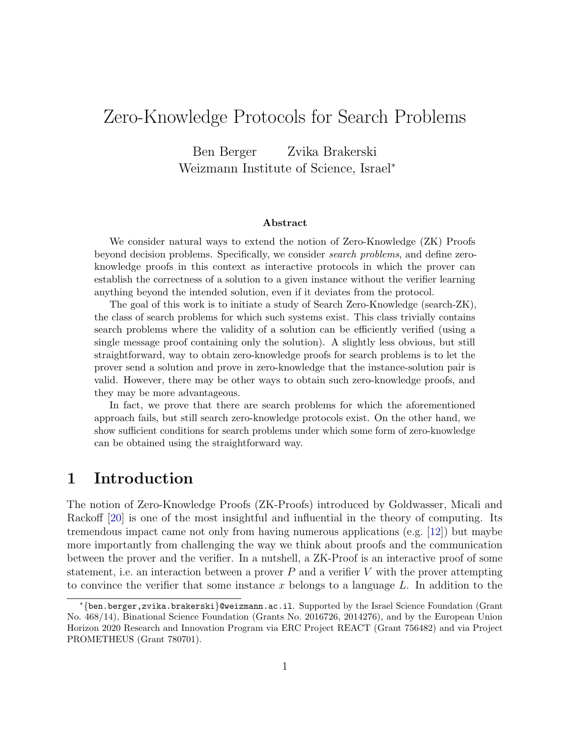# Zero-Knowledge Protocols for Search Problems

Ben Berger    Zvika Brakerski
Weizmann Institute of Science, Israel*

### Abstract

We consider natural ways to extend the notion of Zero-Knowledge (ZK) Proofs beyond decision problems. Specifically, we consider *search problems*, and define zero-knowledge proofs in this context as interactive protocols in which the prover can establish the correctness of a solution to a given instance without the verifier learning anything beyond the intended solution, even if it deviates from the protocol.

The goal of this work is to initiate a study of Search Zero-Knowledge (search-ZK), the class of search problems for which such systems exist. This class trivially contains search problems where the validity of a solution can be efficiently verified (using a single message proof containing only the solution). A slightly less obvious, but still straightforward, way to obtain zero-knowledge proofs for search problems is to let the prover send a solution and prove in zero-knowledge that the instance-solution pair is valid. However, there may be other ways to obtain such zero-knowledge proofs, and they may be more advantageous.

In fact, we prove that there are search problems for which the aforementioned approach fails, but still search zero-knowledge protocols exist. On the other hand, we show sufficient conditions for search problems under which some form of zero-knowledge can be obtained using the straightforward way.

## 1 Introduction

The notion of Zero-Knowledge Proofs (ZK-Proofs) introduced by Goldwasser, Micali and Rackoff [20] is one of the most insightful and influential in the theory of computing. Its tremendous impact came not only from having numerous applications (e.g. [12]) but maybe more importantly from challenging the way we think about proofs and the communication between the prover and the verifier. In a nutshell, a ZK-Proof is an interactive proof of some statement, i.e. an interaction between a prover $P$ and a verifier $V$ with the prover attempting to convince the verifier that some instance $x$ belongs to a language $L$. In addition to the

---

*{ben.berger,zvika.brakerski}@weizmann.ac.il. Supported by the Israel Science Foundation (Grant No. 468/14), Binational Science Foundation (Grants No. 2016726, 2014276), and by the European Union Horizon 2020 Research and Innovation Program via ERC Project REACT (Grant 756482) and via Project PROMETHEUS (Grant 780701).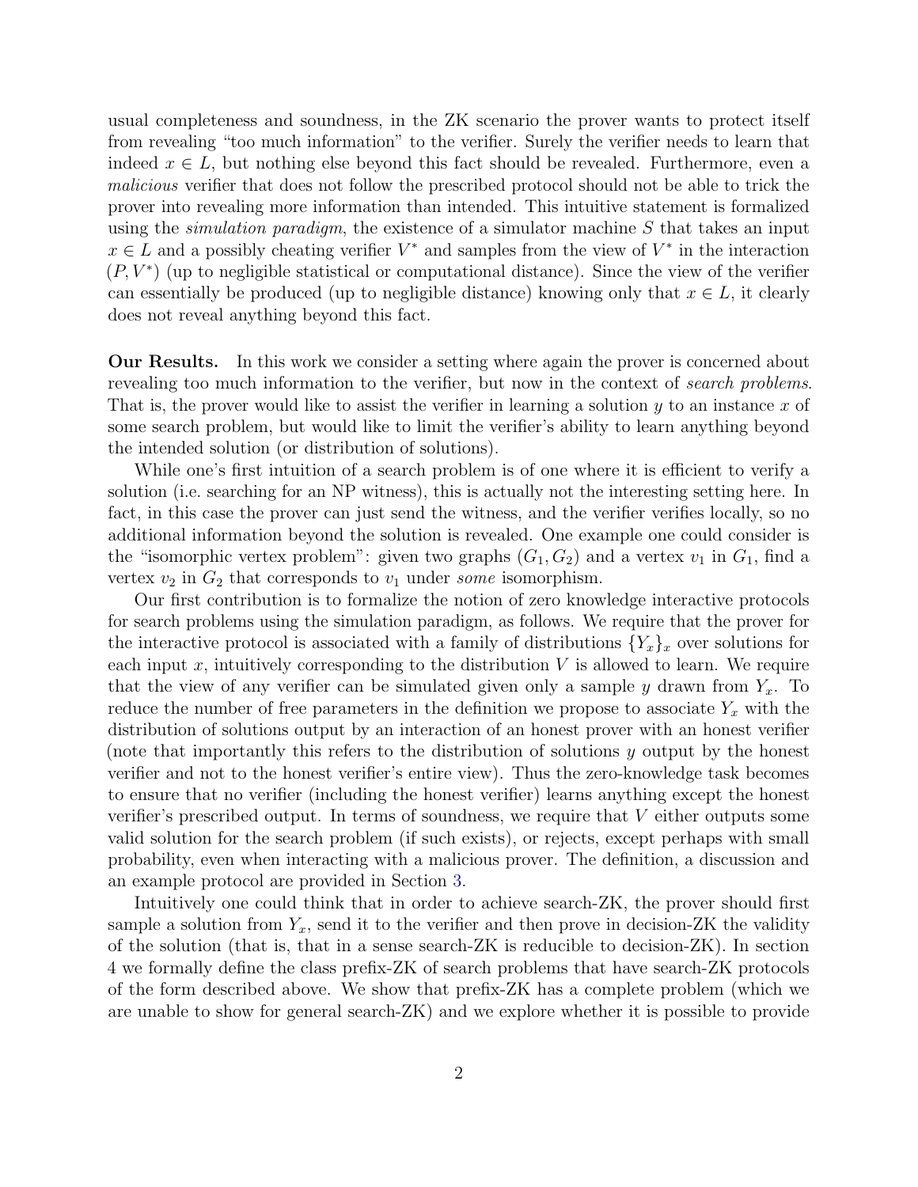usual completeness and soundness, in the ZK scenario the prover wants to protect itself from revealing "too much information" to the verifier. Surely the verifier needs to learn that indeed $x \in L$, but nothing else beyond this fact should be revealed. Furthermore, even a *malicious* verifier that does not follow the prescribed protocol should not be able to trick the prover into revealing more information than intended. This intuitive statement is formalized using the *simulation paradigm*, the existence of a simulator machine $S$ that takes an input $x \in L$ and a possibly cheating verifier $V^*$ and samples from the view of $V^*$ in the interaction $(P, V^*)$ (up to negligible statistical or computational distance). Since the view of the verifier can essentially be produced (up to negligible distance) knowing only that $x \in L$, it clearly does not reveal anything beyond this fact.

**Our Results.** In this work we consider a setting where again the prover is concerned about revealing too much information to the verifier, but now in the context of *search problems*. That is, the prover would like to assist the verifier in learning a solution $y$ to an instance $x$ of some search problem, but would like to limit the verifier's ability to learn anything beyond the intended solution (or distribution of solutions).

While one's first intuition of a search problem is of one where it is efficient to verify a solution (i.e. searching for an NP witness), this is actually not the interesting setting here. In fact, in this case the prover can just send the witness, and the verifier verifies locally, so no additional information beyond the solution is revealed. One example one could consider is the "isomorphic vertex problem": given two graphs $(G_1, G_2)$ and a vertex $v_1$ in $G_1$, find a vertex $v_2$ in $G_2$ that corresponds to $v_1$ under *some* isomorphism.

Our first contribution is to formalize the notion of zero knowledge interactive protocols for search problems using the simulation paradigm, as follows. We require that the prover for the interactive protocol is associated with a family of distributions $\{Y_x\}_x$ over solutions for each input $x$, intuitively corresponding to the distribution $V$ is allowed to learn. We require that the view of any verifier can be simulated given only a sample $y$ drawn from $Y_x$. To reduce the number of free parameters in the definition we propose to associate $Y_x$ with the distribution of solutions output by an interaction of an honest prover with an honest verifier (note that importantly this refers to the distribution of solutions $y$ output by the honest verifier and not to the honest verifier's entire view). Thus the zero-knowledge task becomes to ensure that no verifier (including the honest verifier) learns anything except the honest verifier's prescribed output. In terms of soundness, we require that $V$ either outputs some valid solution for the search problem (if such exists), or rejects, except perhaps with small probability, even when interacting with a malicious prover. The definition, a discussion and an example protocol are provided in Section 3.

Intuitively one could think that in order to achieve search-ZK, the prover should first sample a solution from $Y_x$, send it to the verifier and then prove in decision-ZK the validity of the solution (that is, that in a sense search-ZK is reducible to decision-ZK). In section 4 we formally define the class prefix-ZK of search problems that have search-ZK protocols of the form described above. We show that prefix-ZK has a complete problem (which we are unable to show for general search-ZK) and we explore whether it is possible to provide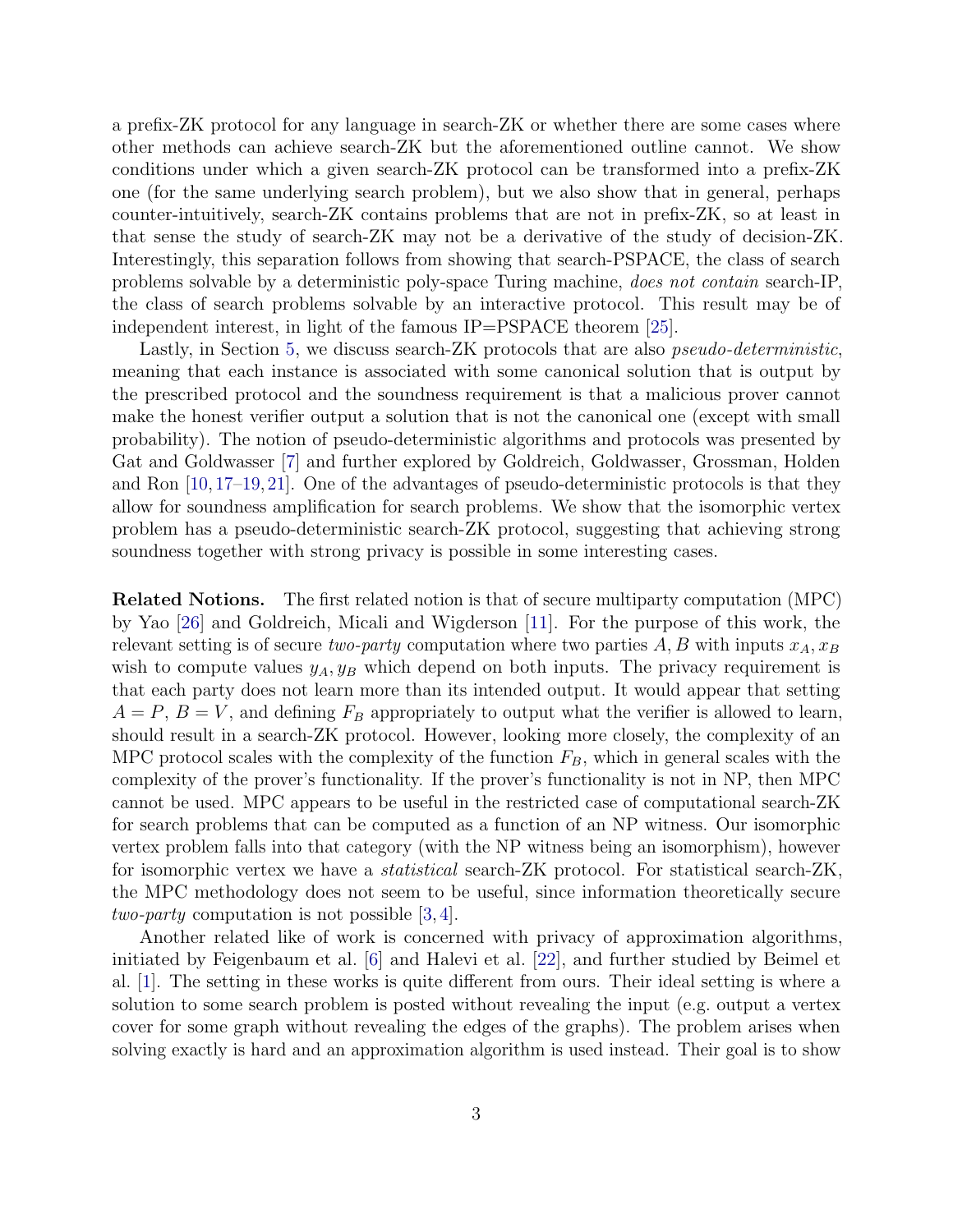a prefix-ZK protocol for any language in search-ZK or whether there are some cases where other methods can achieve search-ZK but the aforementioned outline cannot. We show conditions under which a given search-ZK protocol can be transformed into a prefix-ZK one (for the same underlying search problem), but we also show that in general, perhaps counter-intuitively, search-ZK contains problems that are not in prefix-ZK, so at least in that sense the study of search-ZK may not be a derivative of the study of decision-ZK. Interestingly, this separation follows from showing that search-PSPACE, the class of search problems solvable by a deterministic poly-space Turing machine, *does not contain* search-IP, the class of search problems solvable by an interactive protocol. This result may be of independent interest, in light of the famous IP=PSPACE theorem [25].

Lastly, in Section 5, we discuss search-ZK protocols that are also *pseudo-deterministic*, meaning that each instance is associated with some canonical solution that is output by the prescribed protocol and the soundness requirement is that a malicious prover cannot make the honest verifier output a solution that is not the canonical one (except with small probability). The notion of pseudo-deterministic algorithms and protocols was presented by Gat and Goldwasser [7] and further explored by Goldreich, Goldwasser, Grossman, Holden and Ron [10, 17–19, 21]. One of the advantages of pseudo-deterministic protocols is that they allow for soundness amplification for search problems. We show that the isomorphic vertex problem has a pseudo-deterministic search-ZK protocol, suggesting that achieving strong soundness together with strong privacy is possible in some interesting cases.

**Related Notions.** The first related notion is that of secure multiparty computation (MPC) by Yao [26] and Goldreich, Micali and Wigderson [11]. For the purpose of this work, the relevant setting is of secure *two-party* computation where two parties $A, B$ with inputs $x_A, x_B$ wish to compute values $y_A, y_B$ which depend on both inputs. The privacy requirement is that each party does not learn more than its intended output. It would appear that setting $A = P$, $B = V$, and defining $F_B$ appropriately to output what the verifier is allowed to learn, should result in a search-ZK protocol. However, looking more closely, the complexity of an MPC protocol scales with the complexity of the function $F_B$, which in general scales with the complexity of the prover's functionality. If the prover's functionality is not in NP, then MPC cannot be used. MPC appears to be useful in the restricted case of computational search-ZK for search problems that can be computed as a function of an NP witness. Our isomorphic vertex problem falls into that category (with the NP witness being an isomorphism), however for isomorphic vertex we have a *statistical* search-ZK protocol. For statistical search-ZK, the MPC methodology does not seem to be useful, since information theoretically secure *two-party* computation is not possible [3, 4].

Another related like of work is concerned with privacy of approximation algorithms, initiated by Feigenbaum et al. [6] and Halevi et al. [22], and further studied by Beimel et al. [1]. The setting in these works is quite different from ours. Their ideal setting is where a solution to some search problem is posted without revealing the input (e.g. output a vertex cover for some graph without revealing the edges of the graphs). The problem arises when solving exactly is hard and an approximation algorithm is used instead. Their goal is to show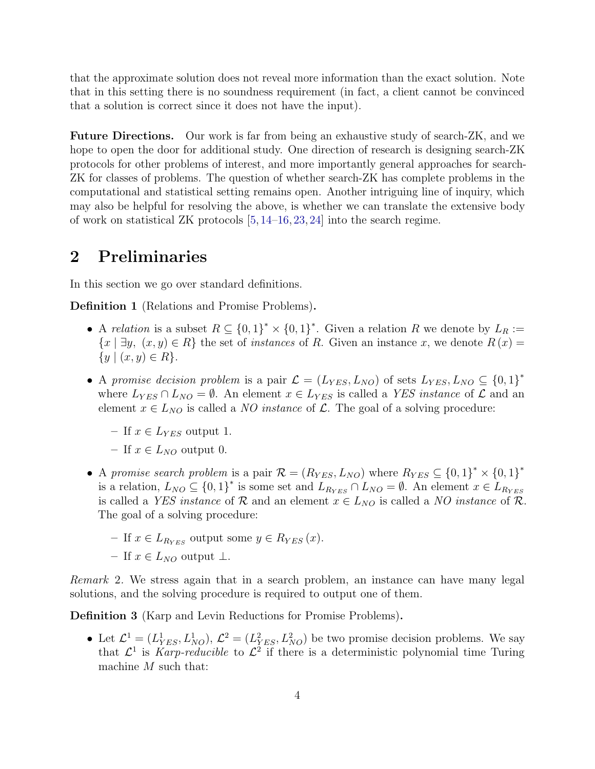that the approximate solution does not reveal more information than the exact solution. Note that in this setting there is no soundness requirement (in fact, a client cannot be convinced that a solution is correct since it does not have the input).

**Future Directions.** Our work is far from being an exhaustive study of search-ZK, and we hope to open the door for additional study. One direction of research is designing search-ZK protocols for other problems of interest, and more importantly general approaches for search-ZK for classes of problems. The question of whether search-ZK has complete problems in the computational and statistical setting remains open. Another intriguing line of inquiry, which may also be helpful for resolving the above, is whether we can translate the extensive body of work on statistical ZK protocols [5, 14–16, 23, 24] into the search regime.

# 2 Preliminaries

In this section we go over standard definitions.

**Definition 1** (Relations and Promise Problems)**.**

- A *relation* is a subset $R \subseteq \{0,1\}^* \times \{0,1\}^*$. Given a relation $R$ we denote by $L_R := \{x \mid \exists y,\ (x,y) \in R\}$ the set of *instances* of $R$. Given an instance $x$, we denote $R(x) = \{y \mid (x,y) \in R\}$.
- A *promise decision problem* is a pair $\mathcal{L} = (L_{YES}, L_{NO})$ of sets $L_{YES}, L_{NO} \subseteq \{0,1\}^*$ where $L_{YES} \cap L_{NO} = \emptyset$. An element $x \in L_{YES}$ is called a *YES instance* of $\mathcal{L}$ and an element $x \in L_{NO}$ is called a *NO instance* of $\mathcal{L}$. The goal of a solving procedure:
  - If $x \in L_{YES}$ output 1.
  - If $x \in L_{NO}$ output 0.
- A *promise search problem* is a pair $\mathcal{R} = (R_{YES}, L_{NO})$ where $R_{YES} \subseteq \{0,1\}^* \times \{0,1\}^*$ is a relation, $L_{NO} \subseteq \{0,1\}^*$ is some set and $L_{R_{YES}} \cap L_{NO} = \emptyset$. An element $x \in L_{R_{YES}}$ is called a *YES instance* of $\mathcal{R}$ and an element $x \in L_{NO}$ is called a *NO instance* of $\mathcal{R}$. The goal of a solving procedure:
  - If $x \in L_{R_{YES}}$ output some $y \in R_{YES}(x)$.
  - If $x \in L_{NO}$ output $\bot$.

*Remark* 2. We stress again that in a search problem, an instance can have many legal solutions, and the solving procedure is required to output one of them.

**Definition 3** (Karp and Levin Reductions for Promise Problems)**.**

- Let $\mathcal{L}^1 = (L^1_{YES}, L^1_{NO})$, $\mathcal{L}^2 = (L^2_{YES}, L^2_{NO})$ be two promise decision problems. We say that $\mathcal{L}^1$ is *Karp-reducible* to $\mathcal{L}^2$ if there is a deterministic polynomial time Turing machine $M$ such that: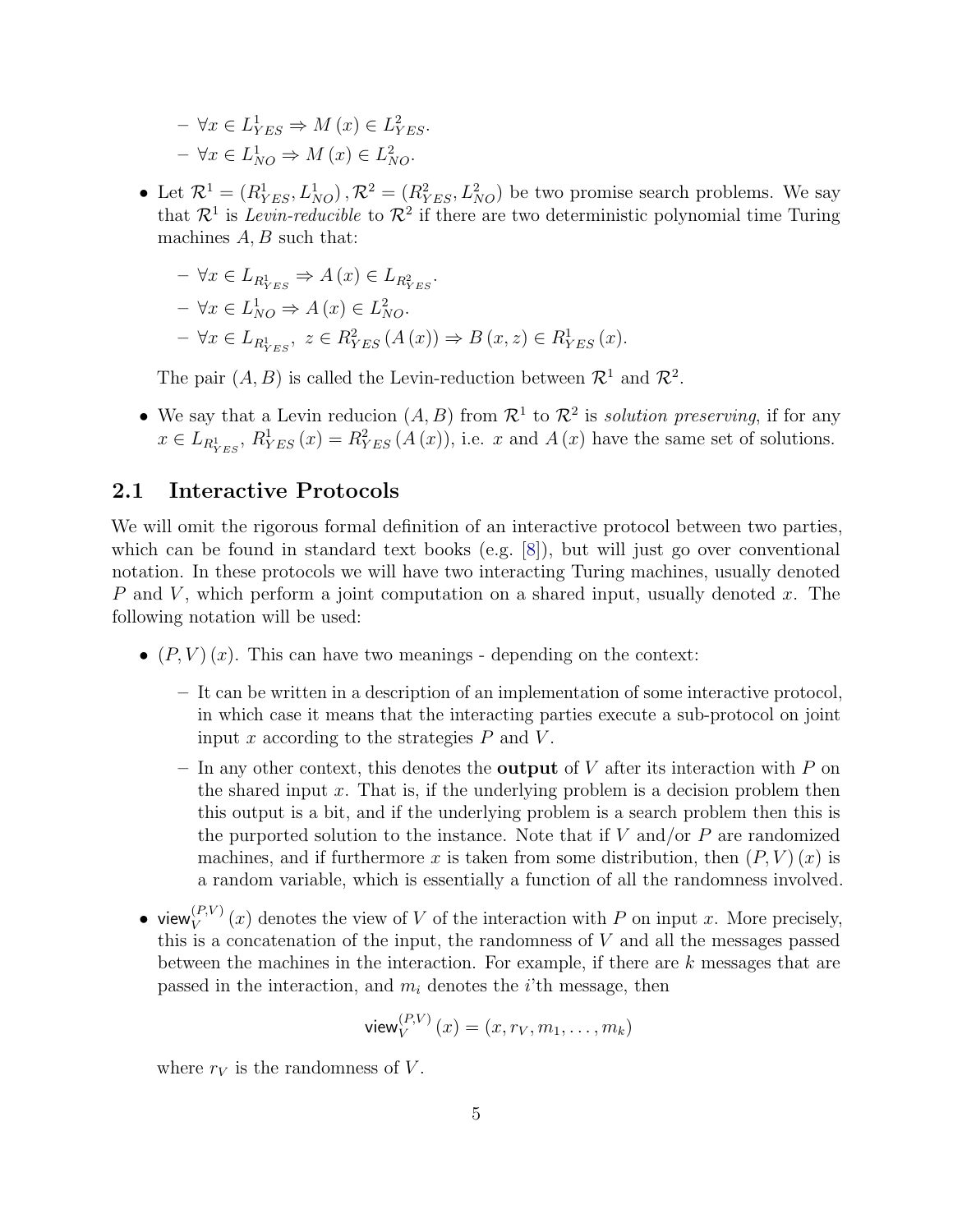- $\forall x \in L^1_{YES} \Rightarrow M(x) \in L^2_{YES}$.
  - $\forall x \in L^1_{NO} \Rightarrow M(x) \in L^2_{NO}$.

- Let $\mathcal{R}^1 = (R^1_{YES}, L^1_{NO}), \mathcal{R}^2 = (R^2_{YES}, L^2_{NO})$ be two promise search problems. We say that $\mathcal{R}^1$ is *Levin-reducible* to $\mathcal{R}^2$ if there are two deterministic polynomial time Turing machines $A, B$ such that:

  - $\forall x \in L_{R^1_{YES}} \Rightarrow A(x) \in L_{R^2_{YES}}$.
  - $\forall x \in L^1_{NO} \Rightarrow A(x) \in L^2_{NO}$.
  - $\forall x \in L_{R^1_{YES}},\ z \in R^2_{YES}(A(x)) \Rightarrow B(x, z) \in R^1_{YES}(x)$.

  The pair $(A, B)$ is called the Levin-reduction between $\mathcal{R}^1$ and $\mathcal{R}^2$.

- We say that a Levin reducion $(A, B)$ from $\mathcal{R}^1$ to $\mathcal{R}^2$ is *solution preserving*, if for any $x \in L_{R^1_{YES}}$, $R^1_{YES}(x) = R^2_{YES}(A(x))$, i.e. $x$ and $A(x)$ have the same set of solutions.

## 2.1 Interactive Protocols

We will omit the rigorous formal definition of an interactive protocol between two parties, which can be found in standard text books (e.g. [8]), but will just go over conventional notation. In these protocols we will have two interacting Turing machines, usually denoted $P$ and $V$, which perform a joint computation on a shared input, usually denoted $x$. The following notation will be used:

- $(P, V)(x)$. This can have two meanings - depending on the context:

  - It can be written in a description of an implementation of some interactive protocol, in which case it means that the interacting parties execute a sub-protocol on joint input $x$ according to the strategies $P$ and $V$.
  - In any other context, this denotes the **output** of $V$ after its interaction with $P$ on the shared input $x$. That is, if the underlying problem is a decision problem then this output is a bit, and if the underlying problem is a search problem then this is the purported solution to the instance. Note that if $V$ and/or $P$ are randomized machines, and if furthermore $x$ is taken from some distribution, then $(P, V)(x)$ is a random variable, which is essentially a function of all the randomness involved.

- $\mathsf{view}_V^{(P,V)}(x)$ denotes the view of $V$ of the interaction with $P$ on input $x$. More precisely, this is a concatenation of the input, the randomness of $V$ and all the messages passed between the machines in the interaction. For example, if there are $k$ messages that are passed in the interaction, and $m_i$ denotes the $i$'th message, then

$$\mathsf{view}_V^{(P,V)}(x) = (x, r_V, m_1, \ldots, m_k)$$

  where $r_V$ is the randomness of $V$.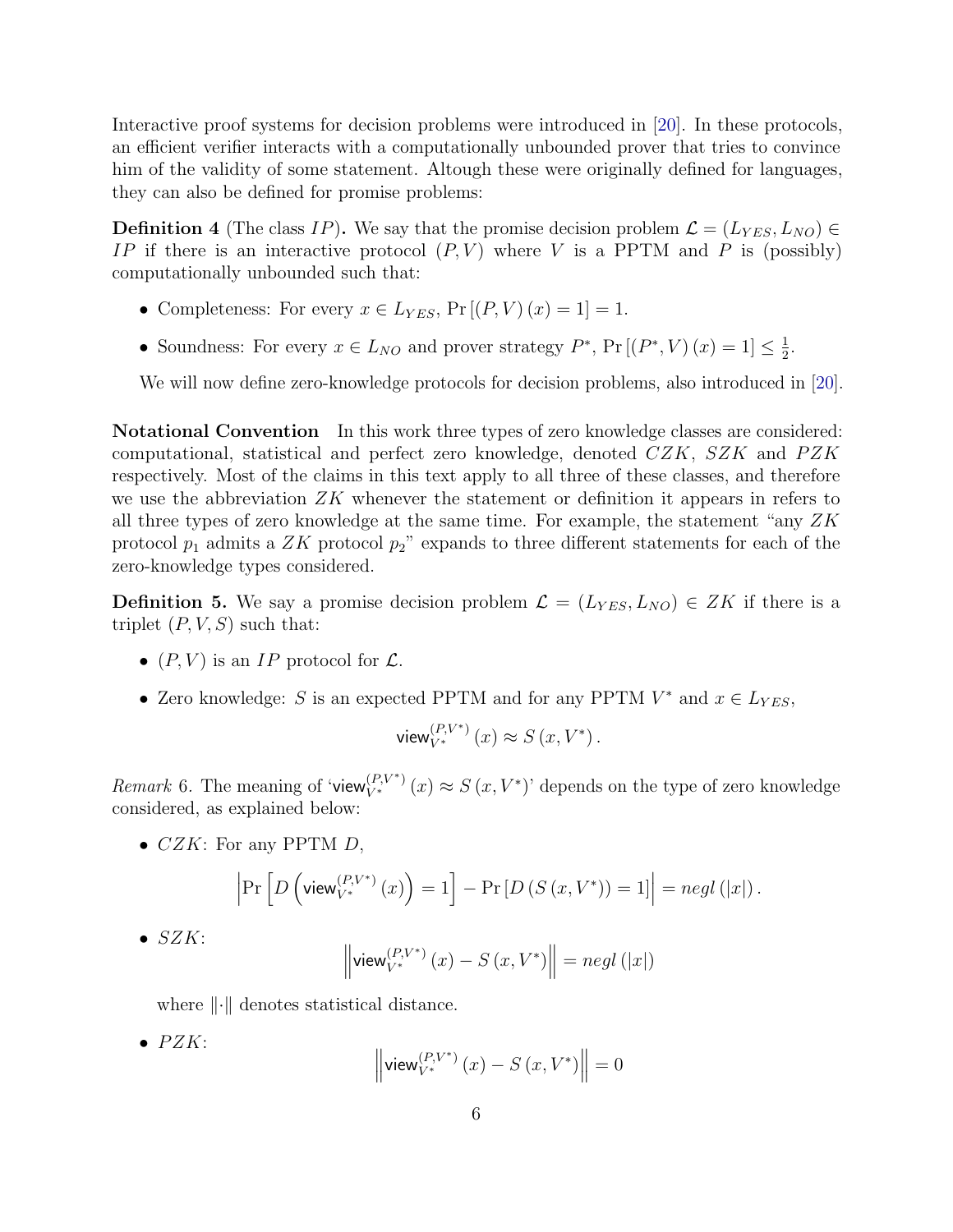Interactive proof systems for decision problems were introduced in [20]. In these protocols, an efficient verifier interacts with a computationally unbounded prover that tries to convince him of the validity of some statement. Altough these were originally defined for languages, they can also be defined for promise problems:

**Definition 4** (The class $IP$)**.** We say that the promise decision problem $\mathcal{L} = (L_{YES}, L_{NO}) \in IP$ if there is an interactive protocol $(P, V)$ where $V$ is a PPTM and $P$ is (possibly) computationally unbounded such that:

- Completeness: For every $x \in L_{YES}$, $\Pr[(P, V)(x) = 1] = 1$.
- Soundness: For every $x \in L_{NO}$ and prover strategy $P^*$, $\Pr[(P^*, V)(x) = 1] \leq \frac{1}{2}$.

We will now define zero-knowledge protocols for decision problems, also introduced in [20].

**Notational Convention** In this work three types of zero knowledge classes are considered: computational, statistical and perfect zero knowledge, denoted $CZK$, $SZK$ and $PZK$ respectively. Most of the claims in this text apply to all three of these classes, and therefore we use the abbreviation $ZK$ whenever the statement or definition it appears in refers to all three types of zero knowledge at the same time. For example, the statement "any $ZK$ protocol $p_1$ admits a $ZK$ protocol $p_2$" expands to three different statements for each of the zero-knowledge types considered.

**Definition 5.** We say a promise decision problem $\mathcal{L} = (L_{YES}, L_{NO}) \in ZK$ if there is a triplet $(P, V, S)$ such that:

- $(P, V)$ is an $IP$ protocol for $\mathcal{L}$.
- Zero knowledge: $S$ is an expected PPTM and for any PPTM $V^*$ and $x \in L_{YES}$,

$$\mathsf{view}_{V^*}^{(P,V^*)}(x) \approx S(x, V^*).$$

*Remark* 6. The meaning of '$\mathsf{view}_{V^*}^{(P,V^*)}(x) \approx S(x, V^*)$' depends on the type of zero knowledge considered, as explained below:

- $CZK$: For any PPTM $D$,

$$\left|\Pr\left[D\left(\mathsf{view}_{V^*}^{(P,V^*)}(x)\right) = 1\right] - \Pr\left[D\left(S(x, V^*)\right) = 1\right]\right| = negl(|x|).$$

- $SZK$:

$$\left\|\mathsf{view}_{V^*}^{(P,V^*)}(x) - S(x, V^*)\right\| = negl(|x|)$$

  where $\|\cdot\|$ denotes statistical distance.

- $PZK$:

$$\left\|\mathsf{view}_{V^*}^{(P,V^*)}(x) - S(x, V^*)\right\| = 0$$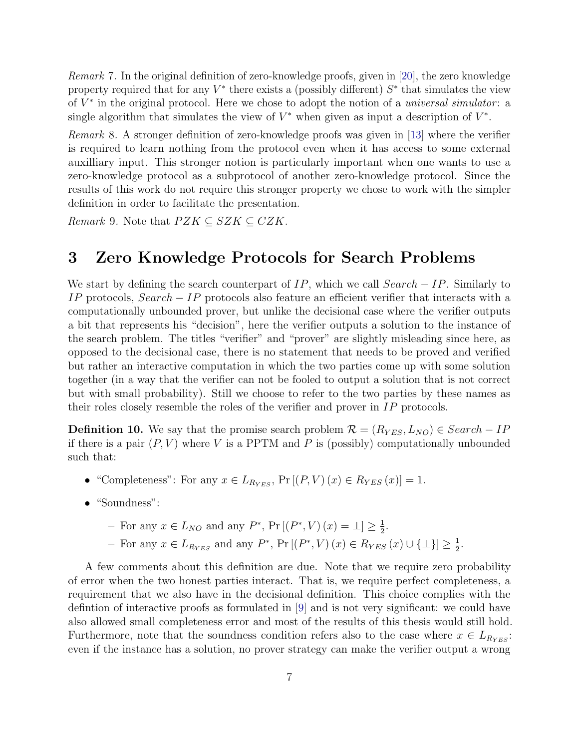*Remark* 7. In the original definition of zero-knowledge proofs, given in [20], the zero knowledge property required that for any $V^*$ there exists a (possibly different) $S^*$ that simulates the view of $V^*$ in the original protocol. Here we chose to adopt the notion of a *universal simulator*: a single algorithm that simulates the view of $V^*$ when given as input a description of $V^*$.

*Remark* 8. A stronger definition of zero-knowledge proofs was given in [13] where the verifier is required to learn nothing from the protocol even when it has access to some external auxilliary input. This stronger notion is particularly important when one wants to use a zero-knowledge protocol as a subprotocol of another zero-knowledge protocol. Since the results of this work do not require this stronger property we chose to work with the simpler definition in order to facilitate the presentation.

*Remark* 9. Note that $PZK \subseteq SZK \subseteq CZK$.

# 3 Zero Knowledge Protocols for Search Problems

We start by defining the search counterpart of $IP$, which we call $Search - IP$. Similarly to $IP$ protocols, $Search - IP$ protocols also feature an efficient verifier that interacts with a computationally unbounded prover, but unlike the decisional case where the verifier outputs a bit that represents his "decision", here the verifier outputs a solution to the instance of the search problem. The titles "verifier" and "prover" are slightly misleading since here, as opposed to the decisional case, there is no statement that needs to be proved and verified but rather an interactive computation in which the two parties come up with some solution together (in a way that the verifier can not be fooled to output a solution that is not correct but with small probability). Still we choose to refer to the two parties by these names as their roles closely resemble the roles of the verifier and prover in $IP$ protocols.

**Definition 10.** We say that the promise search problem $\mathcal{R} = (R_{YES}, L_{NO}) \in Search - IP$ if there is a pair $(P, V)$ where $V$ is a PPTM and $P$ is (possibly) computationally unbounded such that:

- "Completeness": For any $x \in L_{R_{YES}}$, $\Pr[(P, V)(x) \in R_{YES}(x)] = 1$.
- "Soundness":
  - For any $x \in L_{NO}$ and any $P^*$, $\Pr[(P^*, V)(x) = \bot] \geq \frac{1}{2}$.
  - For any $x \in L_{R_{YES}}$ and any $P^*$, $\Pr[(P^*, V)(x) \in R_{YES}(x) \cup \{\bot\}] \geq \frac{1}{2}$.

A few comments about this definition are due. Note that we require zero probability of error when the two honest parties interact. That is, we require perfect completeness, a requirement that we also have in the decisional definition. This choice complies with the defintion of interactive proofs as formulated in [9] and is not very significant: we could have also allowed small completeness error and most of the results of this thesis would still hold. Furthermore, note that the soundness condition refers also to the case where $x \in L_{R_{YES}}$: even if the instance has a solution, no prover strategy can make the verifier output a wrong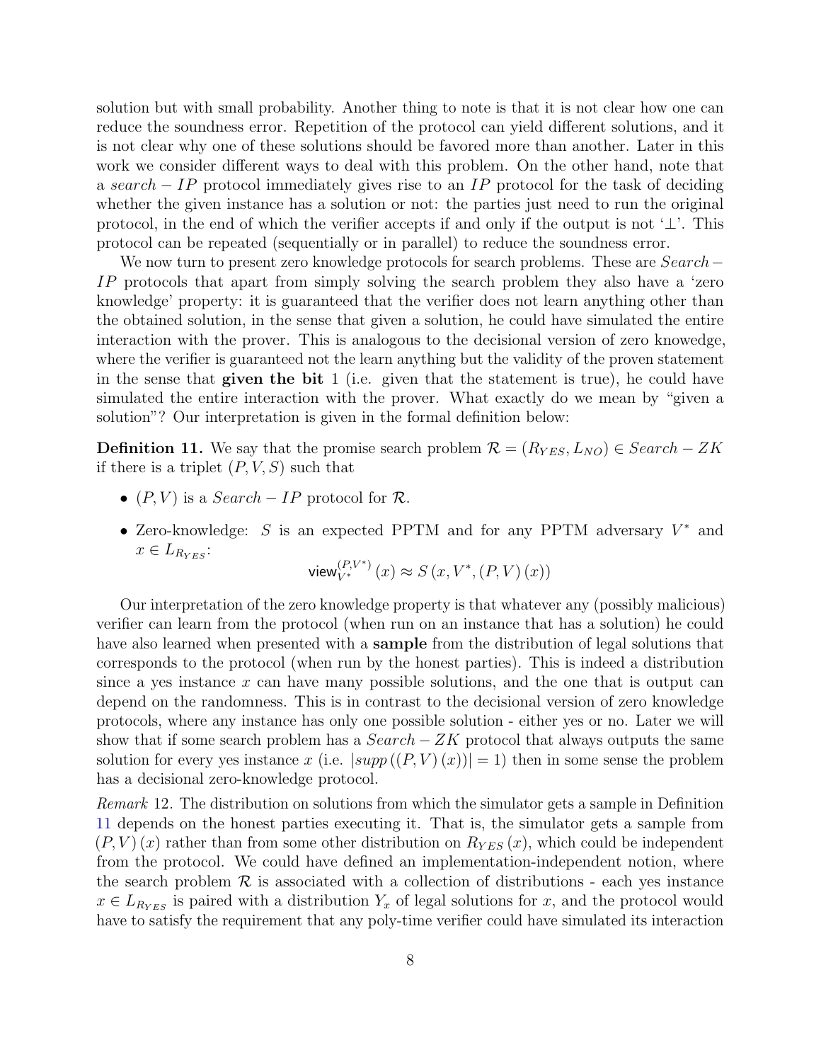solution but with small probability. Another thing to note is that it is not clear how one can reduce the soundness error. Repetition of the protocol can yield different solutions, and it is not clear why one of these solutions should be favored more than another. Later in this work we consider different ways to deal with this problem. On the other hand, note that a $search-IP$ protocol immediately gives rise to an $IP$ protocol for the task of deciding whether the given instance has a solution or not: the parties just need to run the original protocol, in the end of which the verifier accepts if and only if the output is not '$\perp$'. This protocol can be repeated (sequentially or in parallel) to reduce the soundness error.

We now turn to present zero knowledge protocols for search problems. These are $Search-IP$ protocols that apart from simply solving the search problem they also have a 'zero knowledge' property: it is guaranteed that the verifier does not learn anything other than the obtained solution, in the sense that given a solution, he could have simulated the entire interaction with the prover. This is analogous to the decisional version of zero knowedge, where the verifier is guaranteed not the learn anything but the validity of the proven statement in the sense that **given the bit** 1 (i.e. given that the statement is true), he could have simulated the entire interaction with the prover. What exactly do we mean by "given a solution"? Our interpretation is given in the formal definition below:

**Definition 11.** We say that the promise search problem $\mathcal{R} = (R_{YES}, L_{NO}) \in Search-ZK$ if there is a triplet $(P, V, S)$ such that

- $(P, V)$ is a $Search-IP$ protocol for $\mathcal{R}$.
- Zero-knowledge: $S$ is an expected PPTM and for any PPTM adversary $V^*$ and $x \in L_{R_{YES}}$:

$$\mathsf{view}_{V^*}^{(P,V^*)}(x) \approx S\left(x, V^*, (P,V)(x)\right)$$

Our interpretation of the zero knowledge property is that whatever any (possibly malicious) verifier can learn from the protocol (when run on an instance that has a solution) he could have also learned when presented with a **sample** from the distribution of legal solutions that corresponds to the protocol (when run by the honest parties). This is indeed a distribution since a yes instance $x$ can have many possible solutions, and the one that is output can depend on the randomness. This is in contrast to the decisional version of zero knowledge protocols, where any instance has only one possible solution - either yes or no. Later we will show that if some search problem has a $Search-ZK$ protocol that always outputs the same solution for every yes instance $x$ (i.e. $|supp\left((P,V)(x)\right)| = 1$) then in some sense the problem has a decisional zero-knowledge protocol.

*Remark* 12. The distribution on solutions from which the simulator gets a sample in Definition 11 depends on the honest parties executing it. That is, the simulator gets a sample from $(P,V)(x)$ rather than from some other distribution on $R_{YES}(x)$, which could be independent from the protocol. We could have defined an implementation-independent notion, where the search problem $\mathcal{R}$ is associated with a collection of distributions - each yes instance $x \in L_{R_{YES}}$ is paired with a distribution $Y_x$ of legal solutions for $x$, and the protocol would have to satisfy the requirement that any poly-time verifier could have simulated its interaction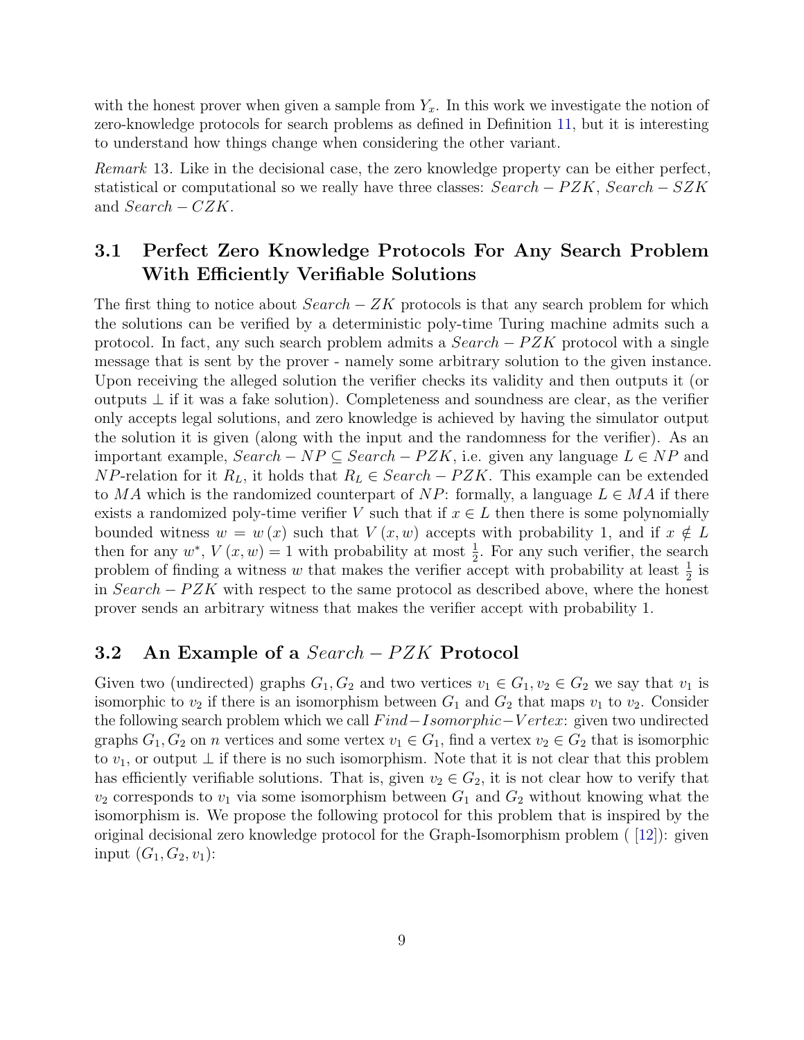with the honest prover when given a sample from $Y_x$. In this work we investigate the notion of zero-knowledge protocols for search problems as defined in Definition 11, but it is interesting to understand how things change when considering the other variant.

*Remark* 13. Like in the decisional case, the zero knowledge property can be either perfect, statistical or computational so we really have three classes: $Search-PZK$, $Search-SZK$ and $Search-CZK$.

## 3.1 Perfect Zero Knowledge Protocols For Any Search Problem With Efficiently Verifiable Solutions

The first thing to notice about $Search-ZK$ protocols is that any search problem for which the solutions can be verified by a deterministic poly-time Turing machine admits such a protocol. In fact, any such search problem admits a $Search-PZK$ protocol with a single message that is sent by the prover - namely some arbitrary solution to the given instance. Upon receiving the alleged solution the verifier checks its validity and then outputs it (or outputs $\perp$ if it was a fake solution). Completeness and soundness are clear, as the verifier only accepts legal solutions, and zero knowledge is achieved by having the simulator output the solution it is given (along with the input and the randomness for the verifier). As an important example, $Search-NP \subseteq Search-PZK$, i.e. given any language $L \in NP$ and $NP$-relation for it $R_L$, it holds that $R_L \in Search-PZK$. This example can be extended to $MA$ which is the randomized counterpart of $NP$: formally, a language $L \in MA$ if there exists a randomized poly-time verifier $V$ such that if $x \in L$ then there is some polynomially bounded witness $w = w(x)$ such that $V(x, w)$ accepts with probability 1, and if $x \notin L$ then for any $w^*$, $V(x, w) = 1$ with probability at most $\frac{1}{2}$. For any such verifier, the search problem of finding a witness $w$ that makes the verifier accept with probability at least $\frac{1}{2}$ is in $Search-PZK$ with respect to the same protocol as described above, where the honest prover sends an arbitrary witness that makes the verifier accept with probability 1.

## 3.2 An Example of a $Search-PZK$ Protocol

Given two (undirected) graphs $G_1, G_2$ and two vertices $v_1 \in G_1, v_2 \in G_2$ we say that $v_1$ is isomorphic to $v_2$ if there is an isomorphism between $G_1$ and $G_2$ that maps $v_1$ to $v_2$. Consider the following search problem which we call $Find-Isomorphic-Vertex$: given two undirected graphs $G_1, G_2$ on $n$ vertices and some vertex $v_1 \in G_1$, find a vertex $v_2 \in G_2$ that is isomorphic to $v_1$, or output $\perp$ if there is no such isomorphism. Note that it is not clear that this problem has efficiently verifiable solutions. That is, given $v_2 \in G_2$, it is not clear how to verify that $v_2$ corresponds to $v_1$ via some isomorphism between $G_1$ and $G_2$ without knowing what the isomorphism is. We propose the following protocol for this problem that is inspired by the original decisional zero knowledge protocol for the Graph-Isomorphism problem ( [12]): given input $(G_1, G_2, v_1)$: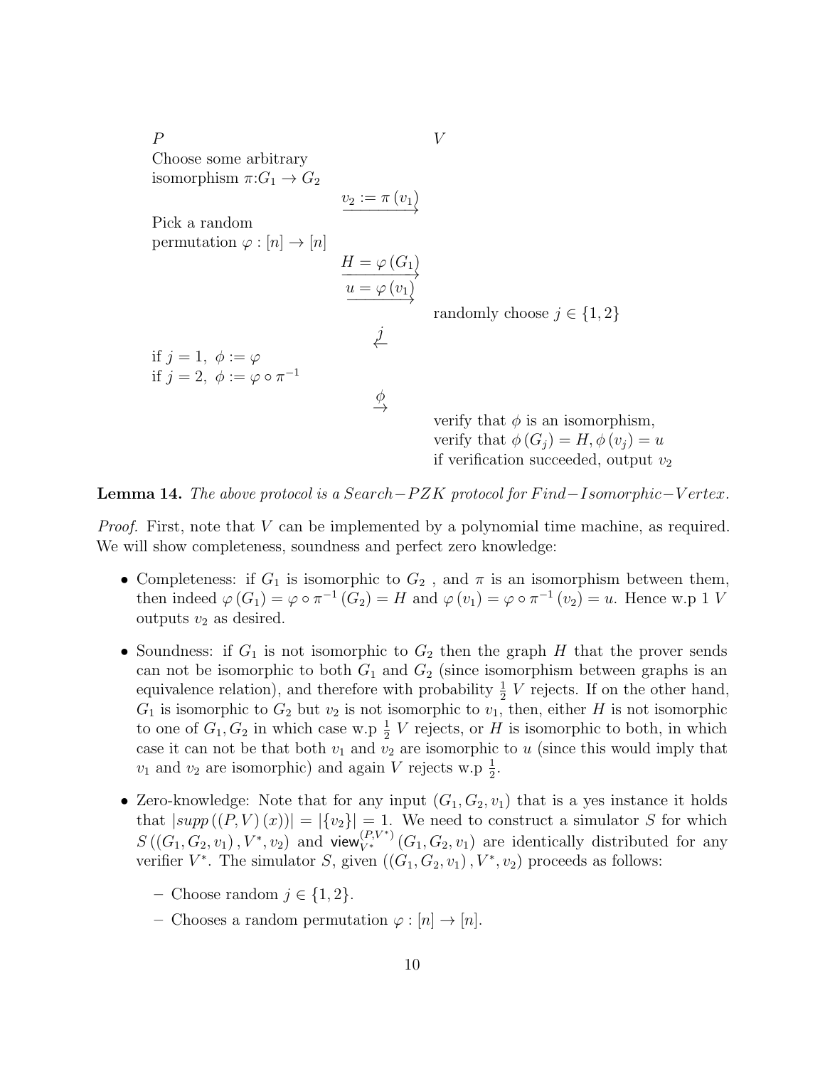| $P$ | | $V$ |
|---|---|---|
| Choose some arbitrary isomorphism $\pi : G_1 \to G_2$ | | |
| | $\xrightarrow{v_2 := \pi(v_1)}$ | |
| Pick a random permutation $\varphi : [n] \to [n]$ | | |
| | $\xrightarrow{H = \varphi(G_1)}$ | |
| | $\xrightarrow{u = \varphi(v_1)}$ | |
| | | randomly choose $j \in \{1, 2\}$ |
| | $\xleftarrow{j}$ | |
| if $j = 1$, $\phi := \varphi$ <br> if $j = 2$, $\phi := \varphi \circ \pi^{-1}$ | | |
| | $\xrightarrow{\phi}$ | |
| | | verify that $\phi$ is an isomorphism, <br> verify that $\phi(G_j) = H, \phi(v_j) = u$ <br> if verification succeeded, output $v_2$ |

**Lemma 14.** *The above protocol is a Search−PZK protocol for Find−Isomorphic−Vertex.*

*Proof.* First, note that $V$ can be implemented by a polynomial time machine, as required. We will show completeness, soundness and perfect zero knowledge:

- Completeness: if $G_1$ is isomorphic to $G_2$ , and $\pi$ is an isomorphism between them, then indeed $\varphi(G_1) = \varphi \circ \pi^{-1}(G_2) = H$ and $\varphi(v_1) = \varphi \circ \pi^{-1}(v_2) = u$. Hence w.p 1 $V$ outputs $v_2$ as desired.
- Soundness: if $G_1$ is not isomorphic to $G_2$ then the graph $H$ that the prover sends can not be isomorphic to both $G_1$ and $G_2$ (since isomorphism between graphs is an equivalence relation), and therefore with probability $\frac{1}{2}$ $V$ rejects. If on the other hand, $G_1$ is isomorphic to $G_2$ but $v_2$ is not isomorphic to $v_1$, then, either $H$ is not isomorphic to one of $G_1, G_2$ in which case w.p $\frac{1}{2}$ $V$ rejects, or $H$ is isomorphic to both, in which case it can not be that both $v_1$ and $v_2$ are isomorphic to $u$ (since this would imply that $v_1$ and $v_2$ are isomorphic) and again $V$ rejects w.p $\frac{1}{2}$.
- Zero-knowledge: Note that for any input $(G_1, G_2, v_1)$ that is a yes instance it holds that $|supp((P, V)(x))| = |\{v_2\}| = 1$. We need to construct a simulator $S$ for which $S((G_1, G_2, v_1), V^*, v_2)$ and $\mathsf{view}_{V^*}^{(P,V^*)}(G_1, G_2, v_1)$ are identically distributed for any verifier $V^*$. The simulator $S$, given $((G_1, G_2, v_1), V^*, v_2)$ proceeds as follows:
  - Choose random $j \in \{1, 2\}$.
  - Chooses a random permutation $\varphi : [n] \to [n]$.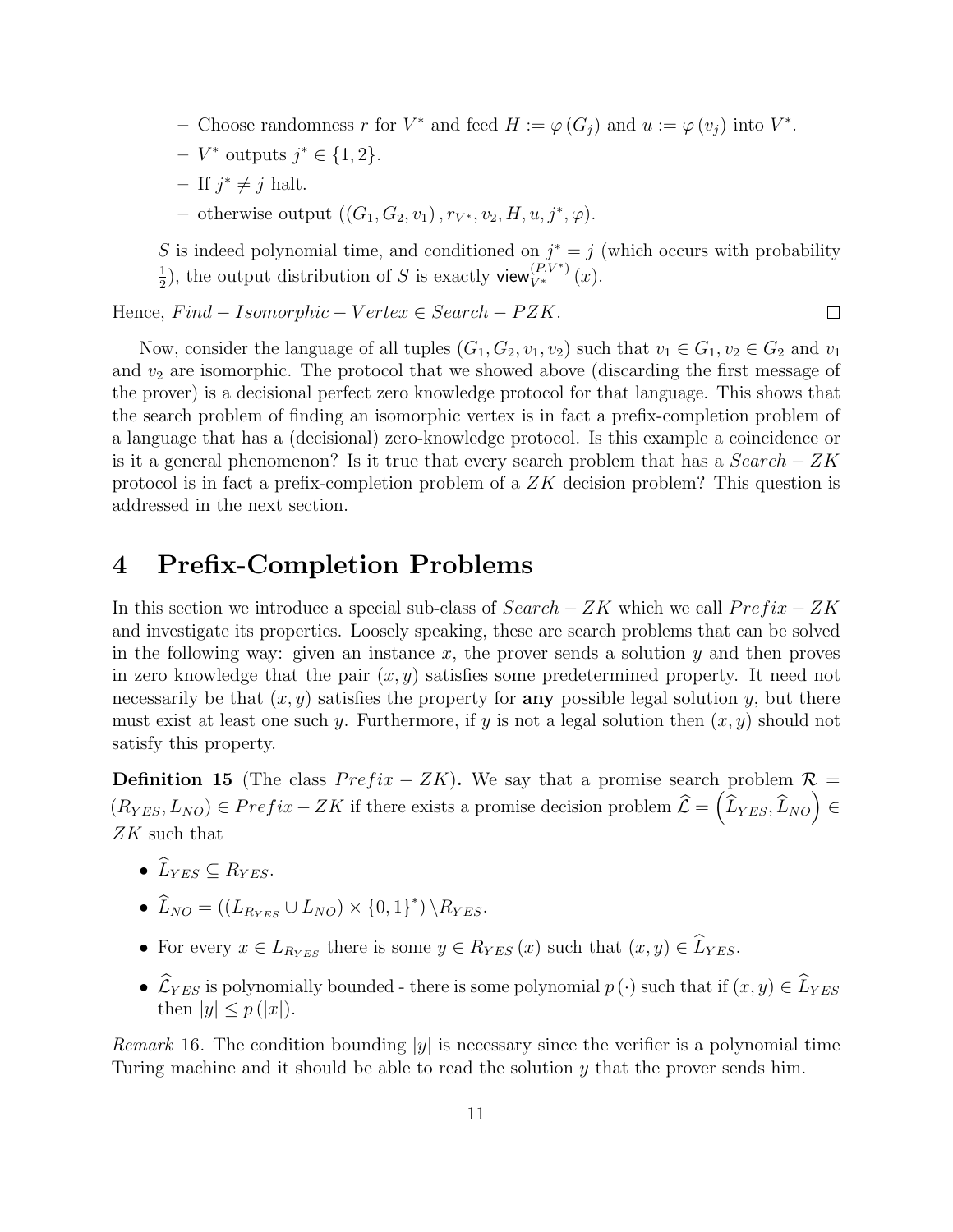- Choose randomness $r$ for $V^*$ and feed $H := \varphi(G_j)$ and $u := \varphi(v_j)$ into $V^*$.
  - $V^*$ outputs $j^* \in \{1, 2\}$.
  - If $j^* \neq j$ halt.
  - otherwise output $((G_1, G_2, v_1), r_{V^*}, v_2, H, u, j^*, \varphi)$.

  $S$ is indeed polynomial time, and conditioned on $j^* = j$ (which occurs with probability $\frac{1}{2}$), the output distribution of $S$ is exactly $\mathsf{view}_{V^*}^{(P,V^*)}(x)$.

Hence, $Find-Isomorphic-Vertex \in Search-PZK$. □

Now, consider the language of all tuples $(G_1, G_2, v_1, v_2)$ such that $v_1 \in G_1, v_2 \in G_2$ and $v_1$ and $v_2$ are isomorphic. The protocol that we showed above (discarding the first message of the prover) is a decisional perfect zero knowledge protocol for that language. This shows that the search problem of finding an isomorphic vertex is in fact a prefix-completion problem of a language that has a (decisional) zero-knowledge protocol. Is this example a coincidence or is it a general phenomenon? Is it true that every search problem that has a $Search-ZK$ protocol is in fact a prefix-completion problem of a $ZK$ decision problem? This question is addressed in the next section.

# 4 Prefix-Completion Problems

In this section we introduce a special sub-class of $Search-ZK$ which we call $Prefix-ZK$ and investigate its properties. Loosely speaking, these are search problems that can be solved in the following way: given an instance $x$, the prover sends a solution $y$ and then proves in zero knowledge that the pair $(x, y)$ satisfies some predetermined property. It need not necessarily be that $(x, y)$ satisfies the property for **any** possible legal solution $y$, but there must exist at least one such $y$. Furthermore, if $y$ is not a legal solution then $(x, y)$ should not satisfy this property.

**Definition 15** (The class $Prefix-ZK$)**.** We say that a promise search problem $\mathcal{R} = (R_{YES}, L_{NO}) \in Prefix-ZK$ if there exists a promise decision problem $\widehat{\mathcal{L}} = \left(\widehat{L}_{YES}, \widehat{L}_{NO}\right) \in ZK$ such that

- $\widehat{L}_{YES} \subseteq R_{YES}$.
- $\widehat{L}_{NO} = ((L_{R_{YES}} \cup L_{NO}) \times \{0,1\}^*) \setminus R_{YES}$.
- For every $x \in L_{R_{YES}}$ there is some $y \in R_{YES}(x)$ such that $(x, y) \in \widehat{L}_{YES}$.
- $\widehat{\mathcal{L}}_{YES}$ is polynomially bounded - there is some polynomial $p(\cdot)$ such that if $(x, y) \in \widehat{L}_{YES}$ then $|y| \leq p(|x|)$.

*Remark* 16. The condition bounding $|y|$ is necessary since the verifier is a polynomial time Turing machine and it should be able to read the solution $y$ that the prover sends him.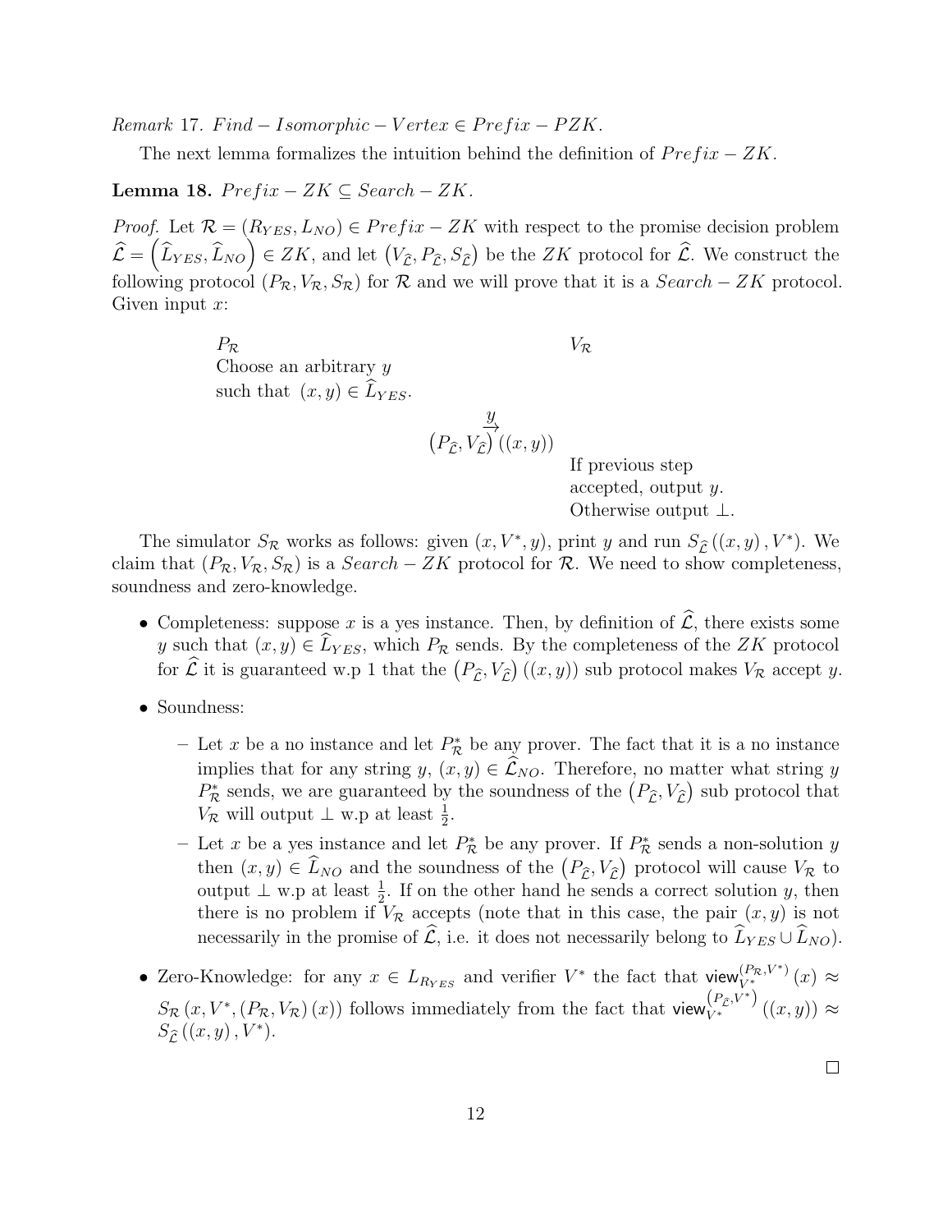*Remark* 17. $Find-Isomorphic-Vertex \in Prefix-PZK$.

The next lemma formalizes the intuition behind the definition of $Prefix-ZK$.

**Lemma 18.** $Prefix-ZK \subseteq Search-ZK$.

*Proof.* Let $\mathcal{R} = (R_{YES}, L_{NO}) \in Prefix-ZK$ with respect to the promise decision problem $\widehat{\mathcal{L}} = \left(\widehat{L}_{YES}, \widehat{L}_{NO}\right) \in ZK$, and let $\left(V_{\widehat{\mathcal{L}}}, P_{\widehat{\mathcal{L}}}, S_{\widehat{\mathcal{L}}}\right)$ be the $ZK$ protocol for $\widehat{\mathcal{L}}$. We construct the following protocol $(P_{\mathcal{R}}, V_{\mathcal{R}}, S_{\mathcal{R}})$ for $\mathcal{R}$ and we will prove that it is a $Search-ZK$ protocol. Given input $x$:

| $P_{\mathcal{R}}$ | | $V_{\mathcal{R}}$ |
|---|---|---|
| Choose an arbitrary $y$ such that $(x,y) \in \widehat{L}_{YES}$. | | |
| | $\overset{y}{\rightarrow}$ | |
| | $\left(P_{\widehat{\mathcal{L}}}, V_{\widehat{\mathcal{L}}}\right)((x,y))$ | |
| | | If previous step accepted, output $y$. Otherwise output $\perp$. |

The simulator $S_{\mathcal{R}}$ works as follows: given $(x, V^*, y)$, print $y$ and run $S_{\widehat{\mathcal{L}}}((x,y), V^*)$. We claim that $(P_{\mathcal{R}}, V_{\mathcal{R}}, S_{\mathcal{R}})$ is a $Search-ZK$ protocol for $\mathcal{R}$. We need to show completeness, soundness and zero-knowledge.

- Completeness: suppose $x$ is a yes instance. Then, by definition of $\widehat{\mathcal{L}}$, there exists some $y$ such that $(x,y) \in \widehat{L}_{YES}$, which $P_{\mathcal{R}}$ sends. By the completeness of the $ZK$ protocol for $\widehat{\mathcal{L}}$ it is guaranteed w.p 1 that the $\left(P_{\widehat{\mathcal{L}}}, V_{\widehat{\mathcal{L}}}\right)((x,y))$ sub protocol makes $V_{\mathcal{R}}$ accept $y$.
- Soundness:
  - Let $x$ be a no instance and let $P^*_{\mathcal{R}}$ be any prover. The fact that it is a no instance implies that for any string $y$, $(x,y) \in \widehat{\mathcal{L}}_{NO}$. Therefore, no matter what string $y$ $P^*_{\mathcal{R}}$ sends, we are guaranteed by the soundness of the $\left(P_{\widehat{\mathcal{L}}}, V_{\widehat{\mathcal{L}}}\right)$ sub protocol that $V_{\mathcal{R}}$ will output $\perp$ w.p at least $\frac{1}{2}$.
  - Let $x$ be a yes instance and let $P^*_{\mathcal{R}}$ be any prover. If $P^*_{\mathcal{R}}$ sends a non-solution $y$ then $(x,y) \in \widehat{L}_{NO}$ and the soundness of the $\left(P_{\widehat{\mathcal{L}}}, V_{\widehat{\mathcal{L}}}\right)$ protocol will cause $V_{\mathcal{R}}$ to output $\perp$ w.p at least $\frac{1}{2}$. If on the other hand he sends a correct solution $y$, then there is no problem if $V_{\mathcal{R}}$ accepts (note that in this case, the pair $(x,y)$ is not necessarily in the promise of $\widehat{\mathcal{L}}$, i.e. it does not necessarily belong to $\widehat{L}_{YES} \cup \widehat{L}_{NO}$).
- Zero-Knowledge: for any $x \in L_{R_{YES}}$ and verifier $V^*$ the fact that $\mathsf{view}_{V^*}^{(P_{\mathcal{R}},V^*)}(x) \approx S_{\mathcal{R}}(x, V^*, (P_{\mathcal{R}}, V_{\mathcal{R}})(x))$ follows immediately from the fact that $\mathsf{view}_{V^*}^{\left(P_{\widehat{\mathcal{L}}},V^*\right)}((x,y)) \approx S_{\widehat{\mathcal{L}}}((x,y), V^*)$.

□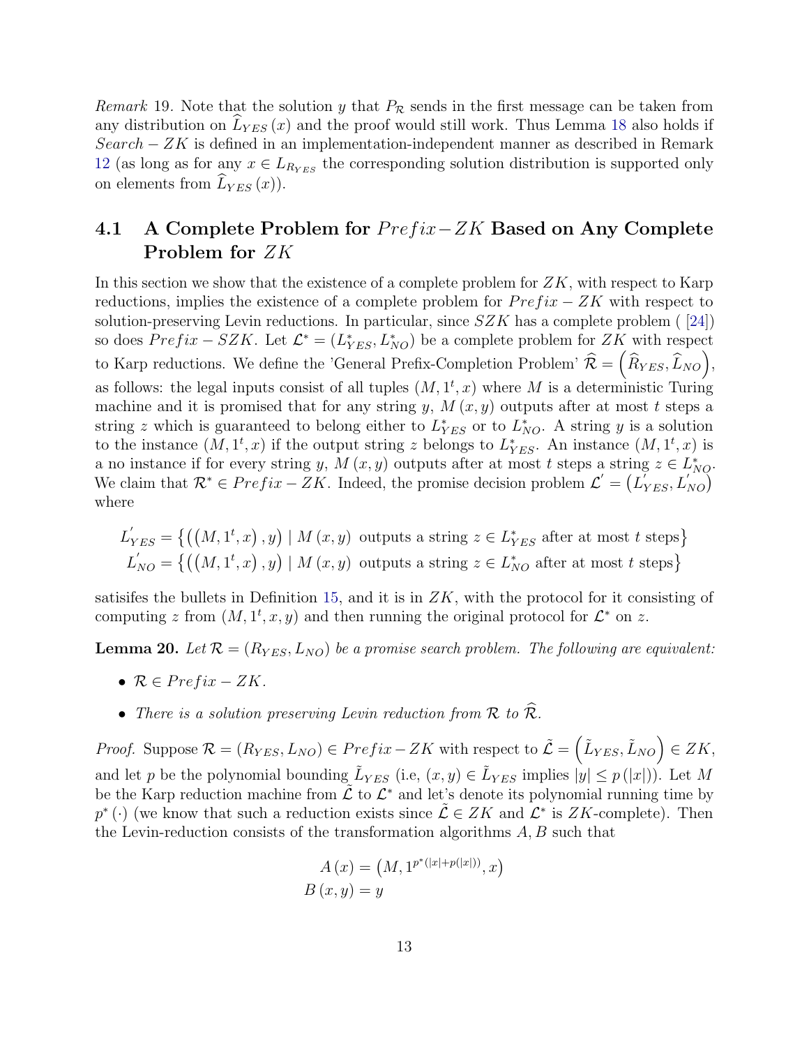*Remark* 19. Note that the solution $y$ that $P_{\mathcal{R}}$ sends in the first message can be taken from any distribution on $\widehat{L}_{YES}(x)$ and the proof would still work. Thus Lemma 18 also holds if $Search-ZK$ is defined in an implementation-independent manner as described in Remark 12 (as long as for any $x \in L_{R_{YES}}$ the corresponding solution distribution is supported only on elements from $\widehat{L}_{YES}(x)$).

## 4.1 A Complete Problem for $Prefix-ZK$ Based on Any Complete Problem for $ZK$

In this section we show that the existence of a complete problem for $ZK$, with respect to Karp reductions, implies the existence of a complete problem for $Prefix-ZK$ with respect to solution-preserving Levin reductions. In particular, since $SZK$ has a complete problem ( [24]) so does $Prefix-SZK$. Let $\mathcal{L}^* = (L^*_{YES}, L^*_{NO})$ be a complete problem for $ZK$ with respect to Karp reductions. We define the 'General Prefix-Completion Problem' $\widehat{\mathcal{R}} = \left(\widehat{R}_{YES}, \widehat{L}_{NO}\right)$, as follows: the legal inputs consist of all tuples $(M, 1^t, x)$ where $M$ is a deterministic Turing machine and it is promised that for any string $y$, $M(x, y)$ outputs after at most $t$ steps a string $z$ which is guaranteed to belong either to $L^*_{YES}$ or to $L^*_{NO}$. A string $y$ is a solution to the instance $(M, 1^t, x)$ if the output string $z$ belongs to $L^*_{YES}$. An instance $(M, 1^t, x)$ is a no instance if for every string $y$, $M(x, y)$ outputs after at most $t$ steps a string $z \in L^*_{NO}$. We claim that $\mathcal{R}^* \in Prefix-ZK$. Indeed, the promise decision problem $\mathcal{L}' = \left(L'_{YES}, L'_{NO}\right)$ where

$$
\begin{aligned}
L'_{YES} &= \left\{\left(\left(M, 1^t, x\right), y\right) \mid M(x, y) \text{ outputs a string } z \in L^*_{YES} \text{ after at most } t \text{ steps}\right\} \\
L'_{NO} &= \left\{\left(\left(M, 1^t, x\right), y\right) \mid M(x, y) \text{ outputs a string } z \in L^*_{NO} \text{ after at most } t \text{ steps}\right\}
\end{aligned}
$$

satisifes the bullets in Definition 15, and it is in $ZK$, with the protocol for it consisting of computing $z$ from $(M, 1^t, x, y)$ and then running the original protocol for $\mathcal{L}^*$ on $z$.

**Lemma 20.** *Let $\mathcal{R} = (R_{YES}, L_{NO})$ be a promise search problem. The following are equivalent:*

- *$\mathcal{R} \in Prefix-ZK$.*
- *There is a solution preserving Levin reduction from $\mathcal{R}$ to $\widehat{\mathcal{R}}$.*

*Proof.* Suppose $\mathcal{R} = (R_{YES}, L_{NO}) \in Prefix-ZK$ with respect to $\tilde{\mathcal{L}} = \left(\tilde{L}_{YES}, \tilde{L}_{NO}\right) \in ZK$, and let $p$ be the polynomial bounding $\tilde{L}_{YES}$ (i.e, $(x, y) \in \tilde{L}_{YES}$ implies $|y| \leq p(|x|)$). Let $M$ be the Karp reduction machine from $\tilde{\mathcal{L}}$ to $\mathcal{L}^*$ and let's denote its polynomial running time by $p^*(\cdot)$ (we know that such a reduction exists since $\tilde{\mathcal{L}} \in ZK$ and $\mathcal{L}^*$ is $ZK$-complete). Then the Levin-reduction consists of the transformation algorithms $A, B$ such that

$$
\begin{aligned}
A(x) &= \left(M, 1^{p^*(|x|+p(|x|))}, x\right) \\
B(x, y) &= y
\end{aligned}
$$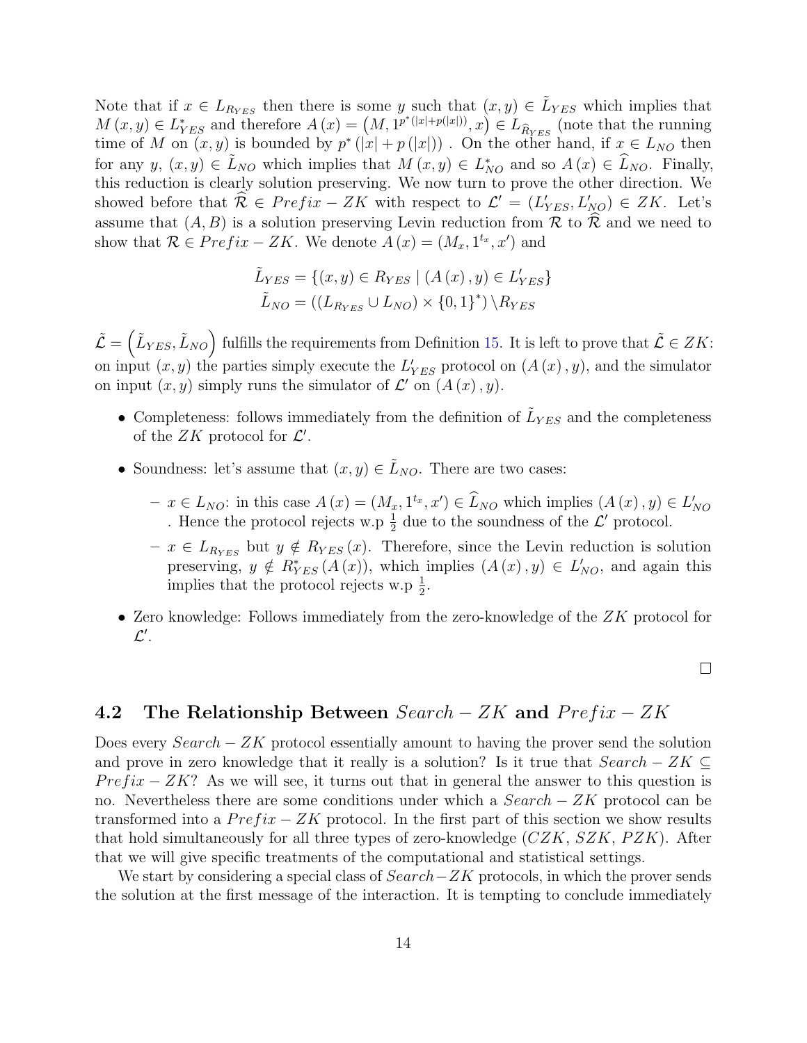Note that if $x \in L_{R_{YES}}$ then there is some $y$ such that $(x, y) \in \tilde{L}_{YES}$ which implies that $M(x, y) \in L^*_{YES}$ and therefore $A(x) = \left(M, 1^{p^*(|x|+p(|x|))}, x\right) \in L_{\widehat{R}_{YES}}$ (note that the running time of $M$ on $(x, y)$ is bounded by $p^*(|x| + p(|x|))$ . On the other hand, if $x \in L_{NO}$ then for any $y$, $(x, y) \in \tilde{L}_{NO}$ which implies that $M(x, y) \in L^*_{NO}$ and so $A(x) \in \widehat{L}_{NO}$. Finally, this reduction is clearly solution preserving. We now turn to prove the other direction. We showed before that $\widehat{\mathcal{R}} \in Prefix - ZK$ with respect to $\mathcal{L}' = (L'_{YES}, L'_{NO}) \in ZK$. Let's assume that $(A, B)$ is a solution preserving Levin reduction from $\mathcal{R}$ to $\widehat{\mathcal{R}}$ and we need to show that $\mathcal{R} \in Prefix - ZK$. We denote $A(x) = (M_x, 1^{t_x}, x')$ and

$$\tilde{L}_{YES} = \{(x, y) \in R_{YES} \mid (A(x), y) \in L'_{YES}\}$$
$$\tilde{L}_{NO} = ((L_{R_{YES}} \cup L_{NO}) \times \{0,1\}^*) \setminus R_{YES}$$

$\tilde{\mathcal{L}} = \left(\tilde{L}_{YES}, \tilde{L}_{NO}\right)$ fulfills the requirements from Definition 15. It is left to prove that $\tilde{\mathcal{L}} \in ZK$: on input $(x, y)$ the parties simply execute the $L'_{YES}$ protocol on $(A(x), y)$, and the simulator on input $(x, y)$ simply runs the simulator of $\mathcal{L}'$ on $(A(x), y)$.

- Completeness: follows immediately from the definition of $\tilde{L}_{YES}$ and the completeness of the $ZK$ protocol for $\mathcal{L}'$.
- Soundness: let's assume that $(x, y) \in \tilde{L}_{NO}$. There are two cases:
  - $x \in L_{NO}$: in this case $A(x) = (M_x, 1^{t_x}, x') \in \widehat{L}_{NO}$ which implies $(A(x), y) \in L'_{NO}$ . Hence the protocol rejects w.p $\frac{1}{2}$ due to the soundness of the $\mathcal{L}'$ protocol.
  - $x \in L_{R_{YES}}$ but $y \notin R_{YES}(x)$. Therefore, since the Levin reduction is solution preserving, $y \notin R^*_{YES}(A(x))$, which implies $(A(x), y) \in L'_{NO}$, and again this implies that the protocol rejects w.p $\frac{1}{2}$.
- Zero knowledge: Follows immediately from the zero-knowledge of the $ZK$ protocol for $\mathcal{L}'$.

□

## 4.2 The Relationship Between $Search - ZK$ and $Prefix - ZK$

Does every $Search - ZK$ protocol essentially amount to having the prover send the solution and prove in zero knowledge that it really is a solution? Is it true that $Search - ZK \subseteq Prefix - ZK$? As we will see, it turns out that in general the answer to this question is no. Nevertheless there are some conditions under which a $Search - ZK$ protocol can be transformed into a $Prefix - ZK$ protocol. In the first part of this section we show results that hold simultaneously for all three types of zero-knowledge ($CZK$, $SZK$, $PZK$). After that we will give specific treatments of the computational and statistical settings.

We start by considering a special class of $Search - ZK$ protocols, in which the prover sends the solution at the first message of the interaction. It is tempting to conclude immediately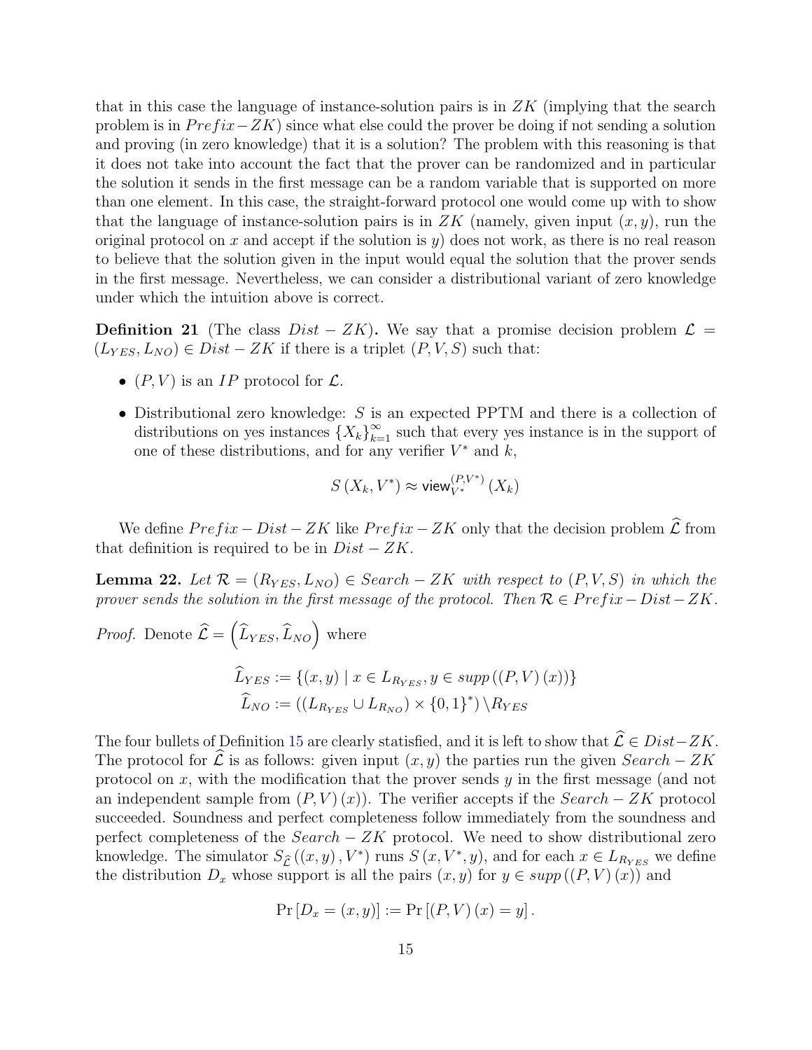that in this case the language of instance-solution pairs is in $ZK$ (implying that the search problem is in $Prefix-ZK$) since what else could the prover be doing if not sending a solution and proving (in zero knowledge) that it is a solution? The problem with this reasoning is that it does not take into account the fact that the prover can be randomized and in particular the solution it sends in the first message can be a random variable that is supported on more than one element. In this case, the straight-forward protocol one would come up with to show that the language of instance-solution pairs is in $ZK$ (namely, given input $(x, y)$, run the original protocol on $x$ and accept if the solution is $y$) does not work, as there is no real reason to believe that the solution given in the input would equal the solution that the prover sends in the first message. Nevertheless, we can consider a distributional variant of zero knowledge under which the intuition above is correct.

**Definition 21** (The class $Dist-ZK$)**.** We say that a promise decision problem $\mathcal{L} = (L_{YES}, L_{NO}) \in Dist-ZK$ if there is a triplet $(P, V, S)$ such that:

- $(P, V)$ is an $IP$ protocol for $\mathcal{L}$.
- Distributional zero knowledge: $S$ is an expected PPTM and there is a collection of distributions on yes instances $\{X_k\}_{k=1}^{\infty}$ such that every yes instance is in the support of one of these distributions, and for any verifier $V^*$ and $k$,

$$S(X_k, V^*) \approx \mathsf{view}_{V^*}^{(P,V^*)}(X_k)$$

We define $Prefix-Dist-ZK$ like $Prefix-ZK$ only that the decision problem $\widehat{\mathcal{L}}$ from that definition is required to be in $Dist-ZK$.

**Lemma 22.** *Let $\mathcal{R} = (R_{YES}, L_{NO}) \in Search-ZK$ with respect to $(P, V, S)$ in which the prover sends the solution in the first message of the protocol. Then $\mathcal{R} \in Prefix-Dist-ZK$.*

*Proof.* Denote $\widehat{\mathcal{L}} = \left(\widehat{L}_{YES}, \widehat{L}_{NO}\right)$ where

$$\widehat{L}_{YES} := \{(x, y) \mid x \in L_{R_{YES}}, y \in supp((P, V)(x))\}$$
$$\widehat{L}_{NO} := ((L_{R_{YES}} \cup L_{R_{NO}}) \times \{0,1\}^*) \setminus R_{YES}$$

The four bullets of Definition 15 are clearly statisfied, and it is left to show that $\widehat{\mathcal{L}} \in Dist-ZK$. The protocol for $\widehat{\mathcal{L}}$ is as follows: given input $(x, y)$ the parties run the given $Search-ZK$ protocol on $x$, with the modification that the prover sends $y$ in the first message (and not an independent sample from $(P, V)(x)$). The verifier accepts if the $Search-ZK$ protocol succeeded. Soundness and perfect completeness follow immediately from the soundness and perfect completeness of the $Search-ZK$ protocol. We need to show distributional zero knowledge. The simulator $S_{\widehat{\mathcal{L}}}((x, y), V^*)$ runs $S(x, V^*, y)$, and for each $x \in L_{R_{YES}}$ we define the distribution $D_x$ whose support is all the pairs $(x, y)$ for $y \in supp((P, V)(x))$ and

$$\Pr[D_x = (x, y)] := \Pr[(P, V)(x) = y].$$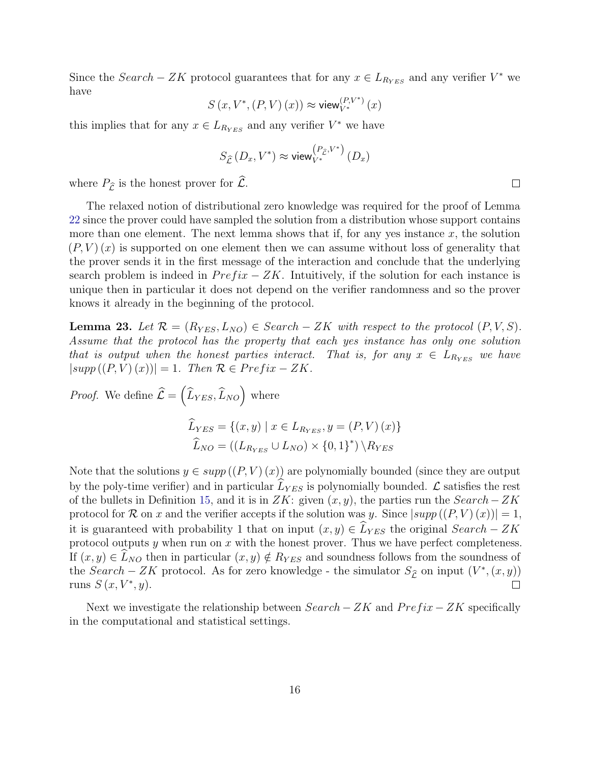Since the $Search-ZK$ protocol guarantees that for any $x \in L_{R_{YES}}$ and any verifier $V^*$ we have

$$S\left(x, V^*, (P,V)(x)\right) \approx \mathsf{view}_{V^*}^{(P,V^*)}(x)$$

this implies that for any $x \in L_{R_{YES}}$ and any verifier $V^*$ we have

$$S_{\widehat{\mathcal{L}}}\left(D_x, V^*\right) \approx \mathsf{view}_{V^*}^{\left(P_{\widehat{\mathcal{L}}}, V^*\right)}\left(D_x\right)$$

where $P_{\widehat{\mathcal{L}}}$ is the honest prover for $\widehat{\mathcal{L}}$. □

The relaxed notion of distributional zero knowledge was required for the proof of Lemma 22 since the prover could have sampled the solution from a distribution whose support contains more than one element. The next lemma shows that if, for any yes instance $x$, the solution $(P,V)(x)$ is supported on one element then we can assume without loss of generality that the prover sends it in the first message of the interaction and conclude that the underlying search problem is indeed in $Prefix-ZK$. Intuitively, if the solution for each instance is unique then in particular it does not depend on the verifier randomness and so the prover knows it already in the beginning of the protocol.

**Lemma 23.** *Let $\mathcal{R} = (R_{YES}, L_{NO}) \in Search-ZK$ with respect to the protocol $(P,V,S)$. Assume that the protocol has the property that each yes instance has only one solution that is output when the honest parties interact. That is, for any $x \in L_{R_{YES}}$ we have $|supp\left((P,V)(x)\right)| = 1$. Then $\mathcal{R} \in Prefix-ZK$.*

*Proof.* We define $\widehat{\mathcal{L}} = \left(\widehat{L}_{YES}, \widehat{L}_{NO}\right)$ where

$$\widehat{L}_{YES} = \{(x,y) \mid x \in L_{R_{YES}}, y = (P,V)(x)\}$$
$$\widehat{L}_{NO} = \left((L_{R_{YES}} \cup L_{NO}) \times \{0,1\}^*\right) \setminus R_{YES}$$

Note that the solutions $y \in supp\left((P,V)(x)\right)$ are polynomially bounded (since they are output by the poly-time verifier) and in particular $\widehat{L}_{YES}$ is polynomially bounded. $\mathcal{L}$ satisfies the rest of the bullets in Definition 15, and it is in $ZK$: given $(x,y)$, the parties run the $Search-ZK$ protocol for $\mathcal{R}$ on $x$ and the verifier accepts if the solution was $y$. Since $|supp\left((P,V)(x)\right)| = 1$, it is guaranteed with probability 1 that on input $(x,y) \in \widehat{L}_{YES}$ the original $Search-ZK$ protocol outputs $y$ when run on $x$ with the honest prover. Thus we have perfect completeness. If $(x,y) \in \widehat{L}_{NO}$ then in particular $(x,y) \notin R_{YES}$ and soundness follows from the soundness of the $Search-ZK$ protocol. As for zero knowledge - the simulator $S_{\widehat{\mathcal{L}}}$ on input $(V^*, (x,y))$ runs $S\left(x, V^*, y\right)$. □

Next we investigate the relationship between $Search-ZK$ and $Prefix-ZK$ specifically in the computational and statistical settings.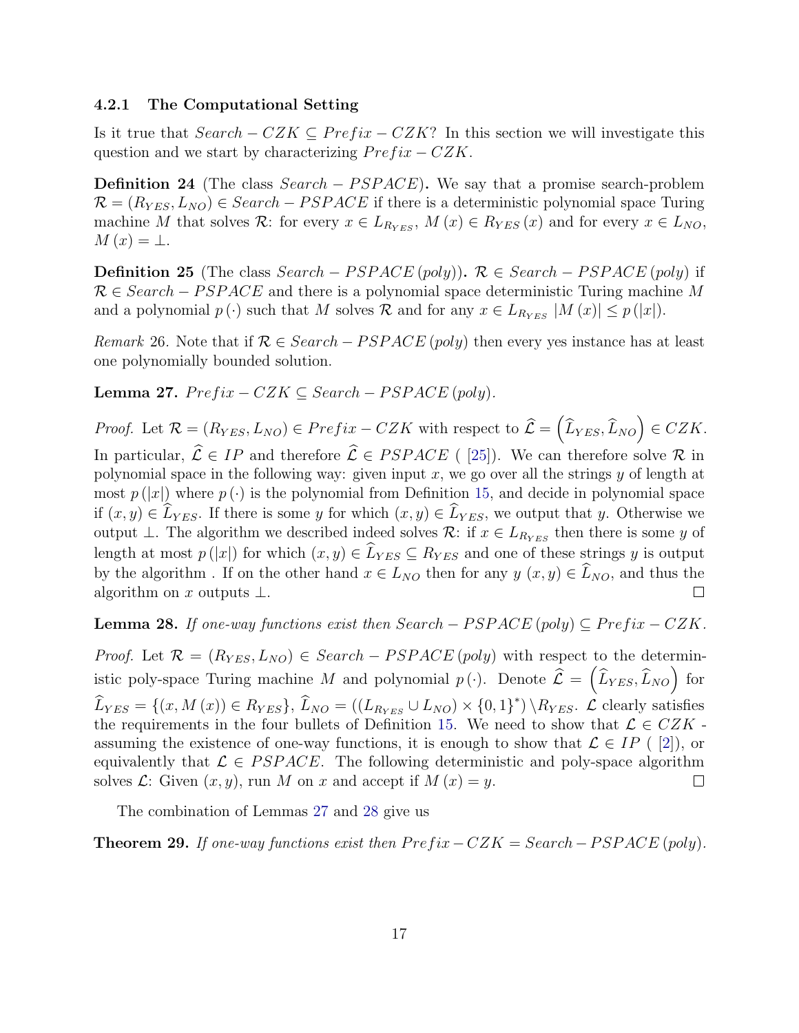### 4.2.1 The Computational Setting

Is it true that $Search - CZK \subseteq Prefix - CZK$? In this section we will investigate this question and we start by characterizing $Prefix - CZK$.

**Definition 24** (The class $Search - PSPACE$)**.** We say that a promise search-problem $\mathcal{R} = (R_{YES}, L_{NO}) \in Search - PSPACE$ if there is a deterministic polynomial space Turing machine $M$ that solves $\mathcal{R}$: for every $x \in L_{R_{YES}}$, $M(x) \in R_{YES}(x)$ and for every $x \in L_{NO}$, $M(x) = \bot$.

**Definition 25** (The class $Search - PSPACE(poly)$)**.** $\mathcal{R} \in Search - PSPACE(poly)$ if $\mathcal{R} \in Search - PSPACE$ and there is a polynomial space deterministic Turing machine $M$ and a polynomial $p(\cdot)$ such that $M$ solves $\mathcal{R}$ and for any $x \in L_{R_{YES}}$ $|M(x)| \leq p(|x|)$.

*Remark* 26. Note that if $\mathcal{R} \in Search - PSPACE(poly)$ then every yes instance has at least one polynomially bounded solution.

**Lemma 27.** *$Prefix - CZK \subseteq Search - PSPACE(poly)$.*

*Proof.* Let $\mathcal{R} = (R_{YES}, L_{NO}) \in Prefix - CZK$ with respect to $\widehat{\mathcal{L}} = \left(\widehat{L}_{YES}, \widehat{L}_{NO}\right) \in CZK$. In particular, $\widehat{\mathcal{L}} \in IP$ and therefore $\widehat{\mathcal{L}} \in PSPACE$ ( [25]). We can therefore solve $\mathcal{R}$ in polynomial space in the following way: given input $x$, we go over all the strings $y$ of length at most $p(|x|)$ where $p(\cdot)$ is the polynomial from Definition 15, and decide in polynomial space if $(x, y) \in \widehat{L}_{YES}$. If there is some $y$ for which $(x, y) \in \widehat{L}_{YES}$, we output that $y$. Otherwise we output $\bot$. The algorithm we described indeed solves $\mathcal{R}$: if $x \in L_{R_{YES}}$ then there is some $y$ of length at most $p(|x|)$ for which $(x, y) \in \widehat{L}_{YES} \subseteq R_{YES}$ and one of these strings $y$ is output by the algorithm . If on the other hand $x \in L_{NO}$ then for any $y$ $(x, y) \in \widehat{L}_{NO}$, and thus the algorithm on $x$ outputs $\bot$. $\square$

**Lemma 28.** *If one-way functions exist then $Search - PSPACE(poly) \subseteq Prefix - CZK$.*

*Proof.* Let $\mathcal{R} = (R_{YES}, L_{NO}) \in Search - PSPACE(poly)$ with respect to the deterministic poly-space Turing machine $M$ and polynomial $p(\cdot)$. Denote $\widehat{\mathcal{L}} = \left(\widehat{L}_{YES}, \widehat{L}_{NO}\right)$ for $\widehat{L}_{YES} = \{(x, M(x)) \in R_{YES}\}$, $\widehat{L}_{NO} = ((L_{R_{YES}} \cup L_{NO}) \times \{0,1\}^*) \setminus R_{YES}$. $\mathcal{L}$ clearly satisfies the requirements in the four bullets of Definition 15. We need to show that $\mathcal{L} \in CZK$ - assuming the existence of one-way functions, it is enough to show that $\mathcal{L} \in IP$ ( [2]), or equivalently that $\mathcal{L} \in PSPACE$. The following deterministic and poly-space algorithm solves $\mathcal{L}$: Given $(x, y)$, run $M$ on $x$ and accept if $M(x) = y$. $\square$

The combination of Lemmas 27 and 28 give us

**Theorem 29.** *If one-way functions exist then $Prefix - CZK = Search - PSPACE(poly)$.*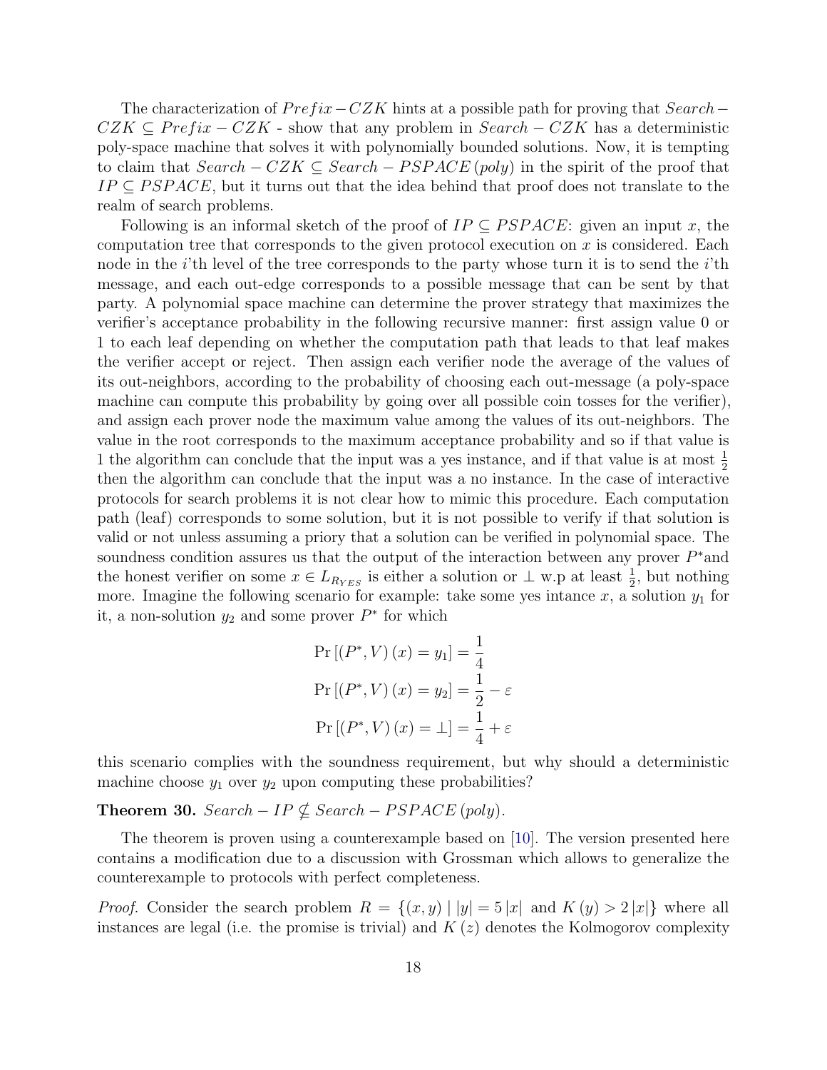The characterization of $Prefix-CZK$ hints at a possible path for proving that $Search-CZK \subseteq Prefix-CZK$ - show that any problem in $Search-CZK$ has a deterministic poly-space machine that solves it with polynomially bounded solutions. Now, it is tempting to claim that $Search-CZK \subseteq Search-PSPACE(poly)$ in the spirit of the proof that $IP \subseteq PSPACE$, but it turns out that the idea behind that proof does not translate to the realm of search problems.

Following is an informal sketch of the proof of $IP \subseteq PSPACE$: given an input $x$, the computation tree that corresponds to the given protocol execution on $x$ is considered. Each node in the $i$'th level of the tree corresponds to the party whose turn it is to send the $i$'th message, and each out-edge corresponds to a possible message that can be sent by that party. A polynomial space machine can determine the prover strategy that maximizes the verifier's acceptance probability in the following recursive manner: first assign value 0 or 1 to each leaf depending on whether the computation path that leads to that leaf makes the verifier accept or reject. Then assign each verifier node the average of the values of its out-neighbors, according to the probability of choosing each out-message (a poly-space machine can compute this probability by going over all possible coin tosses for the verifier), and assign each prover node the maximum value among the values of its out-neighbors. The value in the root corresponds to the maximum acceptance probability and so if that value is 1 the algorithm can conclude that the input was a yes instance, and if that value is at most $\frac{1}{2}$ then the algorithm can conclude that the input was a no instance. In the case of interactive protocols for search problems it is not clear how to mimic this procedure. Each computation path (leaf) corresponds to some solution, but it is not possible to verify if that solution is valid or not unless assuming a priory that a solution can be verified in polynomial space. The soundness condition assures us that the output of the interaction between any prover $P^*$and the honest verifier on some $x \in L_{R_{YES}}$ is either a solution or $\perp$ w.p at least $\frac{1}{2}$, but nothing more. Imagine the following scenario for example: take some yes intance $x$, a solution $y_1$ for it, a non-solution $y_2$ and some prover $P^*$ for which

$$\Pr\left[\left(P^*, V\right)(x) = y_1\right] = \frac{1}{4}$$
$$\Pr\left[\left(P^*, V\right)(x) = y_2\right] = \frac{1}{2} - \varepsilon$$
$$\Pr\left[\left(P^*, V\right)(x) = \perp\right] = \frac{1}{4} + \varepsilon$$

this scenario complies with the soundness requirement, but why should a deterministic machine choose $y_1$ over $y_2$ upon computing these probabilities?

**Theorem 30.** *$Search-IP \nsubseteq Search-PSPACE(poly)$.*

The theorem is proven using a counterexample based on [10]. The version presented here contains a modification due to a discussion with Grossman which allows to generalize the counterexample to protocols with perfect completeness.

*Proof.* Consider the search problem $R = \{(x, y) \mid |y| = 5|x| \text{ and } K(y) > 2|x|\}$ where all instances are legal (i.e. the promise is trivial) and $K(z)$ denotes the Kolmogorov complexity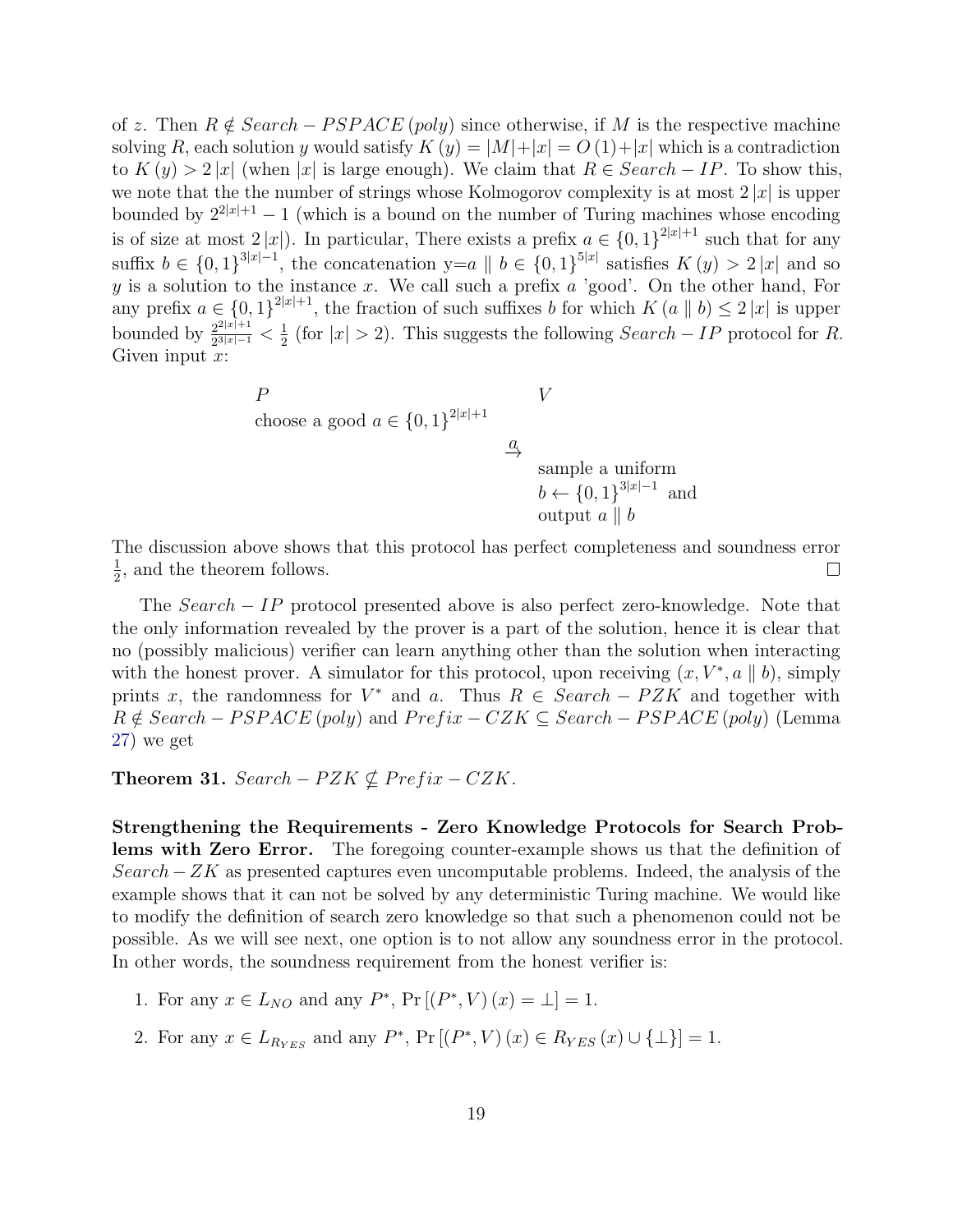of $z$. Then $R \notin Search-PSPACE(poly)$ since otherwise, if $M$ is the respective machine solving $R$, each solution $y$ would satisfy $K(y) = |M|+|x| = O(1)+|x|$ which is a contradiction to $K(y) > 2|x|$ (when $|x|$ is large enough). We claim that $R \in Search-IP$. To show this, we note that the the number of strings whose Kolmogorov complexity is at most $2|x|$ is upper bounded by $2^{2|x|+1}-1$ (which is a bound on the number of Turing machines whose encoding is of size at most $2|x|$). In particular, There exists a prefix $a \in \{0,1\}^{2|x|+1}$ such that for any suffix $b \in \{0,1\}^{3|x|-1}$, the concatenation y=$a \parallel b \in \{0,1\}^{5|x|}$ satisfies $K(y) > 2|x|$ and so $y$ is a solution to the instance $x$. We call such a prefix $a$ 'good'. On the other hand, For any prefix $a \in \{0,1\}^{2|x|+1}$, the fraction of such suffixes $b$ for which $K(a \parallel b) \leq 2|x|$ is upper bounded by $\frac{2^{2|x|+1}}{2^{3|x|-1}} < \frac{1}{2}$ (for $|x| > 2$). This suggests the following $Search-IP$ protocol for $R$. Given input $x$:

| $P$ | | $V$ |
|---|---|---|
| choose a good $a \in \{0,1\}^{2\|x\|+1}$ | | |
| | $\xrightarrow{a}$ | |
| | | sample a uniform $b \leftarrow \{0,1\}^{3\|x\|-1}$ and output $a \parallel b$ |

The discussion above shows that this protocol has perfect completeness and soundness error $\frac{1}{2}$, and the theorem follows. $\square$

The $Search-IP$ protocol presented above is also perfect zero-knowledge. Note that the only information revealed by the prover is a part of the solution, hence it is clear that no (possibly malicious) verifier can learn anything other than the solution when interacting with the honest prover. A simulator for this protocol, upon receiving $(x, V^*, a \parallel b)$, simply prints $x$, the randomness for $V^*$ and $a$. Thus $R \in Search-PZK$ and together with $R \notin Search-PSPACE(poly)$ and $Prefix-CZK \subseteq Search-PSPACE(poly)$ (Lemma 27) we get

**Theorem 31.** *$Search-PZK \nsubseteq Prefix-CZK$.*

**Strengthening the Requirements - Zero Knowledge Protocols for Search Problems with Zero Error.** The foregoing counter-example shows us that the definition of $Search-ZK$ as presented captures even uncomputable problems. Indeed, the analysis of the example shows that it can not be solved by any deterministic Turing machine. We would like to modify the definition of search zero knowledge so that such a phenomenon could not be possible. As we will see next, one option is to not allow any soundness error in the protocol. In other words, the soundness requirement from the honest verifier is:

1. For any $x \in L_{NO}$ and any $P^*$, $\Pr[(P^*, V)(x) = \perp] = 1$.
2. For any $x \in L_{R_{YES}}$ and any $P^*$, $\Pr[(P^*, V)(x) \in R_{YES}(x) \cup \{\perp\}] = 1$.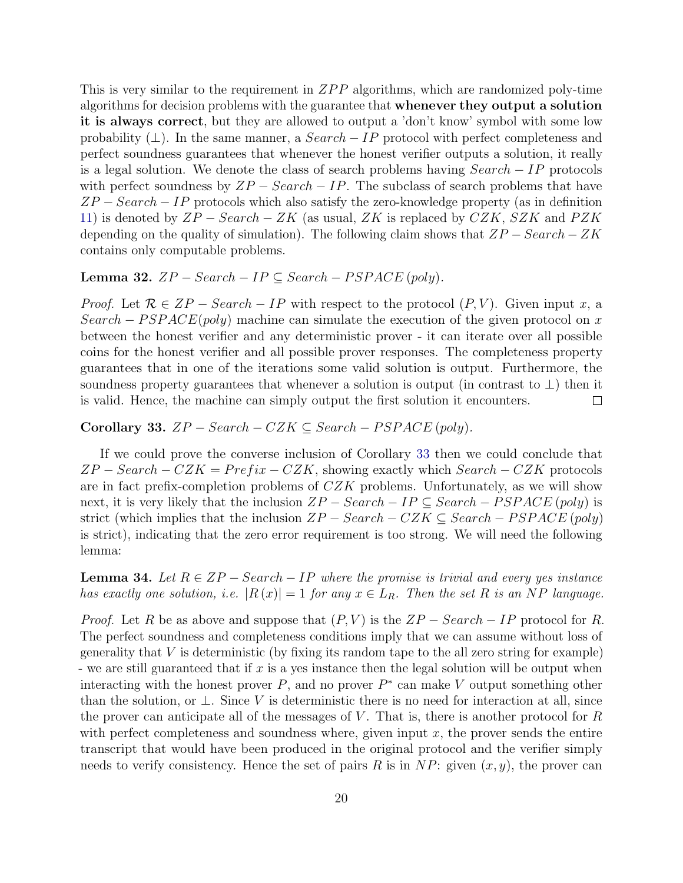This is very similar to the requirement in $ZPP$ algorithms, which are randomized poly-time algorithms for decision problems with the guarantee that **whenever they output a solution it is always correct**, but they are allowed to output a 'don't know' symbol with some low probability ($\perp$). In the same manner, a $Search-IP$ protocol with perfect completeness and perfect soundness guarantees that whenever the honest verifier outputs a solution, it really is a legal solution. We denote the class of search problems having $Search-IP$ protocols with perfect soundness by $ZP-Search-IP$. The subclass of search problems that have $ZP-Search-IP$ protocols which also satisfy the zero-knowledge property (as in definition 11) is denoted by $ZP-Search-ZK$ (as usual, $ZK$ is replaced by $CZK$, $SZK$ and $PZK$ depending on the quality of simulation). The following claim shows that $ZP-Search-ZK$ contains only computable problems.

**Lemma 32.** *$ZP-Search-IP \subseteq Search-PSPACE\,(poly)$.*

*Proof.* Let $\mathcal{R} \in ZP-Search-IP$ with respect to the protocol $(P,V)$. Given input $x$, a $Search-PSPACE(poly)$ machine can simulate the execution of the given protocol on $x$ between the honest verifier and any deterministic prover - it can iterate over all possible coins for the honest verifier and all possible prover responses. The completeness property guarantees that in one of the iterations some valid solution is output. Furthermore, the soundness property guarantees that whenever a solution is output (in contrast to $\perp$) then it is valid. Hence, the machine can simply output the first solution it encounters. $\square$

**Corollary 33.** *$ZP-Search-CZK \subseteq Search-PSPACE\,(poly)$.*

If we could prove the converse inclusion of Corollary 33 then we could conclude that $ZP-Search-CZK = Prefix-CZK$, showing exactly which $Search-CZK$ protocols are in fact prefix-completion problems of $CZK$ problems. Unfortunately, as we will show next, it is very likely that the inclusion $ZP-Search-IP \subseteq Search-PSPACE\,(poly)$ is strict (which implies that the inclusion $ZP-Search-CZK \subseteq Search-PSPACE\,(poly)$ is strict), indicating that the zero error requirement is too strong. We will need the following lemma:

**Lemma 34.** *Let $R \in ZP-Search-IP$ where the promise is trivial and every yes instance has exactly one solution, i.e. $|R(x)| = 1$ for any $x \in L_R$. Then the set $R$ is an $NP$ language.*

*Proof.* Let $R$ be as above and suppose that $(P,V)$ is the $ZP-Search-IP$ protocol for $R$. The perfect soundness and completeness conditions imply that we can assume without loss of generality that $V$ is deterministic (by fixing its random tape to the all zero string for example) - we are still guaranteed that if $x$ is a yes instance then the legal solution will be output when interacting with the honest prover $P$, and no prover $P^*$ can make $V$ output something other than the solution, or $\perp$. Since $V$ is deterministic there is no need for interaction at all, since the prover can anticipate all of the messages of $V$. That is, there is another protocol for $R$ with perfect completeness and soundness where, given input $x$, the prover sends the entire transcript that would have been produced in the original protocol and the verifier simply needs to verify consistency. Hence the set of pairs $R$ is in $NP$: given $(x,y)$, the prover can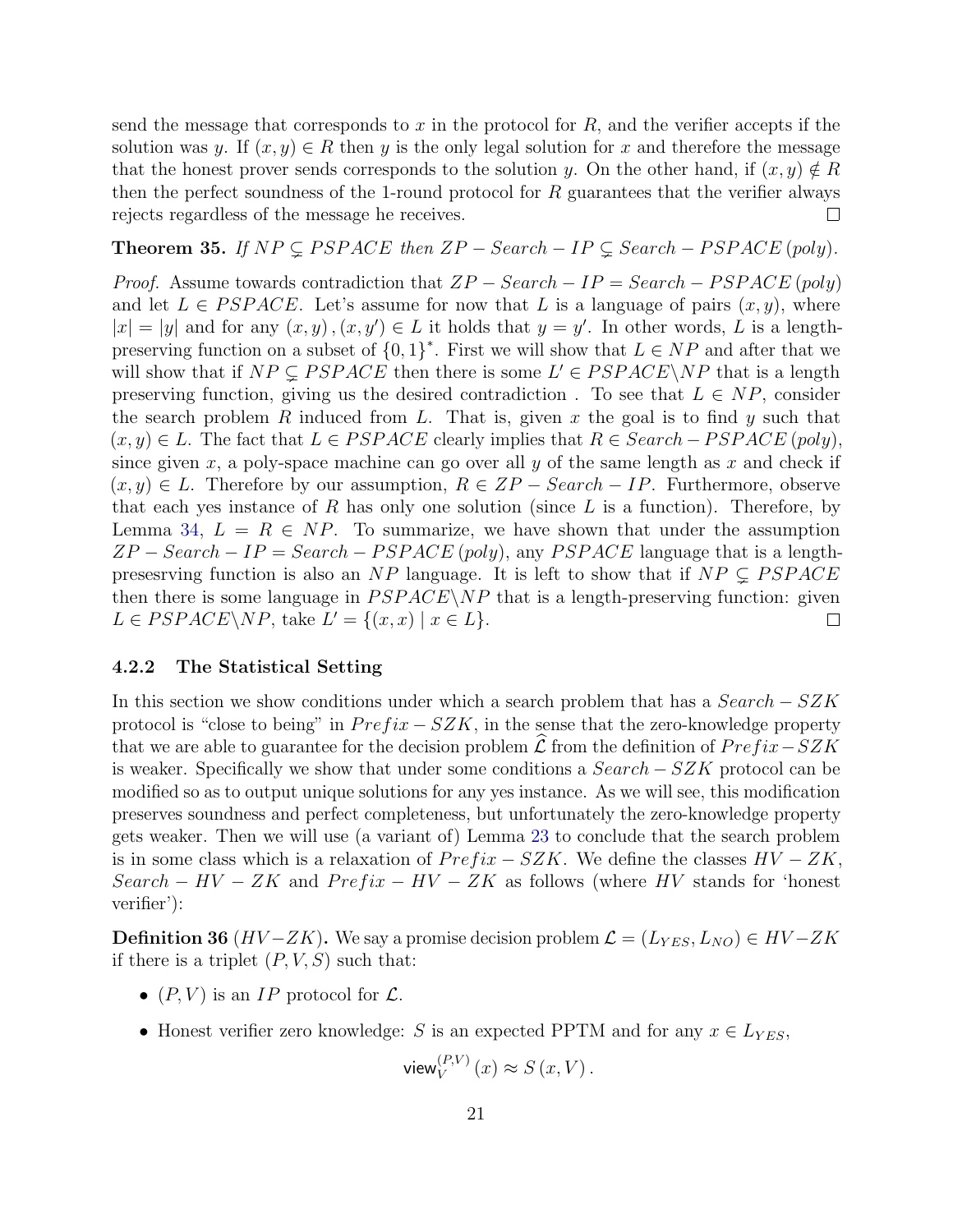send the message that corresponds to $x$ in the protocol for $R$, and the verifier accepts if the solution was $y$. If $(x, y) \in R$ then $y$ is the only legal solution for $x$ and therefore the message that the honest prover sends corresponds to the solution $y$. On the other hand, if $(x, y) \notin R$ then the perfect soundness of the 1-round protocol for $R$ guarantees that the verifier always rejects regardless of the message he receives. $\square$

**Theorem 35.** *If $NP \subsetneq PSPACE$ then $ZP - Search - IP \subsetneq Search - PSPACE\,(poly)$.*

*Proof.* Assume towards contradiction that $ZP - Search - IP = Search - PSPACE\,(poly)$ and let $L \in PSPACE$. Let's assume for now that $L$ is a language of pairs $(x, y)$, where $|x| = |y|$ and for any $(x, y), (x, y') \in L$ it holds that $y = y'$. In other words, $L$ is a length-preserving function on a subset of $\{0,1\}^*$. First we will show that $L \in NP$ and after that we will show that if $NP \subsetneq PSPACE$ then there is some $L' \in PSPACE \backslash NP$ that is a length preserving function, giving us the desired contradiction . To see that $L \in NP$, consider the search problem $R$ induced from $L$. That is, given $x$ the goal is to find $y$ such that $(x, y) \in L$. The fact that $L \in PSPACE$ clearly implies that $R \in Search - PSPACE\,(poly)$, since given $x$, a poly-space machine can go over all $y$ of the same length as $x$ and check if $(x, y) \in L$. Therefore by our assumption, $R \in ZP - Search - IP$. Furthermore, observe that each yes instance of $R$ has only one solution (since $L$ is a function). Therefore, by Lemma 34, $L = R \in NP$. To summarize, we have shown that under the assumption $ZP - Search - IP = Search - PSPACE\,(poly)$, any $PSPACE$ language that is a length-presesrving function is also an $NP$ language. It is left to show that if $NP \subsetneq PSPACE$ then there is some language in $PSPACE \backslash NP$ that is a length-preserving function: given $L \in PSPACE \backslash NP$, take $L' = \{(x, x) \mid x \in L\}$. $\square$

### 4.2.2 The Statistical Setting

In this section we show conditions under which a search problem that has a $Search - SZK$ protocol is "close to being" in $Prefix - SZK$, in the sense that the zero-knowledge property that we are able to guarantee for the decision problem $\widehat{\mathcal{L}}$ from the definition of $Prefix - SZK$ is weaker. Specifically we show that under some conditions a $Search - SZK$ protocol can be modified so as to output unique solutions for any yes instance. As we will see, this modification preserves soundness and perfect completeness, but unfortunately the zero-knowledge property gets weaker. Then we will use (a variant of) Lemma 23 to conclude that the search problem is in some class which is a relaxation of $Prefix - SZK$. We define the classes $HV - ZK$, $Search - HV - ZK$ and $Prefix - HV - ZK$ as follows (where $HV$ stands for 'honest verifier'):

**Definition 36** ($HV - ZK$)**.** We say a promise decision problem $\mathcal{L} = (L_{YES}, L_{NO}) \in HV - ZK$ if there is a triplet $(P, V, S)$ such that:

- $(P, V)$ is an $IP$ protocol for $\mathcal{L}$.
- Honest verifier zero knowledge: $S$ is an expected PPTM and for any $x \in L_{YES}$,

$$\mathsf{view}_V^{(P,V)}(x) \approx S(x, V).$$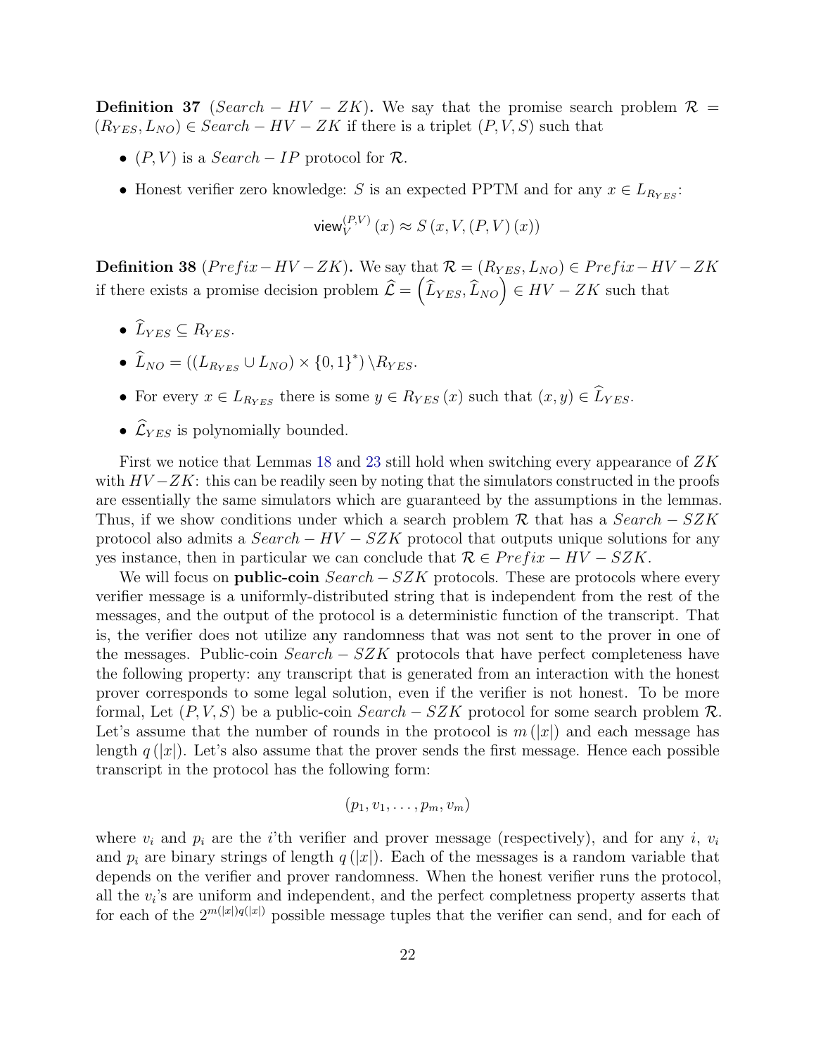**Definition 37** ($Search - HV - ZK$)**.** We say that the promise search problem $\mathcal{R} = (R_{YES}, L_{NO}) \in Search - HV - ZK$ if there is a triplet $(P, V, S)$ such that

- $(P, V)$ is a $Search - IP$ protocol for $\mathcal{R}$.
- Honest verifier zero knowledge: $S$ is an expected PPTM and for any $x \in L_{R_{YES}}$:

$$\mathsf{view}_V^{(P,V)}(x) \approx S(x, V, (P, V)(x))$$

**Definition 38** ($Prefix - HV - ZK$)**.** We say that $\mathcal{R} = (R_{YES}, L_{NO}) \in Prefix - HV - ZK$ if there exists a promise decision problem $\widehat{\mathcal{L}} = \left(\widehat{L}_{YES}, \widehat{L}_{NO}\right) \in HV - ZK$ such that

- $\widehat{L}_{YES} \subseteq R_{YES}$.
- $\widehat{L}_{NO} = ((L_{R_{YES}} \cup L_{NO}) \times \{0,1\}^*) \setminus R_{YES}$.
- For every $x \in L_{R_{YES}}$ there is some $y \in R_{YES}(x)$ such that $(x, y) \in \widehat{L}_{YES}$.
- $\widehat{\mathcal{L}}_{YES}$ is polynomially bounded.

First we notice that Lemmas 18 and 23 still hold when switching every appearance of $ZK$ with $HV-ZK$: this can be readily seen by noting that the simulators constructed in the proofs are essentially the same simulators which are guaranteed by the assumptions in the lemmas. Thus, if we show conditions under which a search problem $\mathcal{R}$ that has a $Search - SZK$ protocol also admits a $Search - HV - SZK$ protocol that outputs unique solutions for any yes instance, then in particular we can conclude that $\mathcal{R} \in Prefix - HV - SZK$.

We will focus on **public-coin** $Search - SZK$ protocols. These are protocols where every verifier message is a uniformly-distributed string that is independent from the rest of the messages, and the output of the protocol is a deterministic function of the transcript. That is, the verifier does not utilize any randomness that was not sent to the prover in one of the messages. Public-coin $Search - SZK$ protocols that have perfect completeness have the following property: any transcript that is generated from an interaction with the honest prover corresponds to some legal solution, even if the verifier is not honest. To be more formal, Let $(P, V, S)$ be a public-coin $Search - SZK$ protocol for some search problem $\mathcal{R}$. Let's assume that the number of rounds in the protocol is $m(|x|)$ and each message has length $q(|x|)$. Let's also assume that the prover sends the first message. Hence each possible transcript in the protocol has the following form:

$$(p_1, v_1, \ldots, p_m, v_m)$$

where $v_i$ and $p_i$ are the $i$'th verifier and prover message (respectively), and for any $i$, $v_i$ and $p_i$ are binary strings of length $q(|x|)$. Each of the messages is a random variable that depends on the verifier and prover randomness. When the honest verifier runs the protocol, all the $v_i$'s are uniform and independent, and the perfect completness property asserts that for each of the $2^{m(|x|)q(|x|)}$ possible message tuples that the verifier can send, and for each of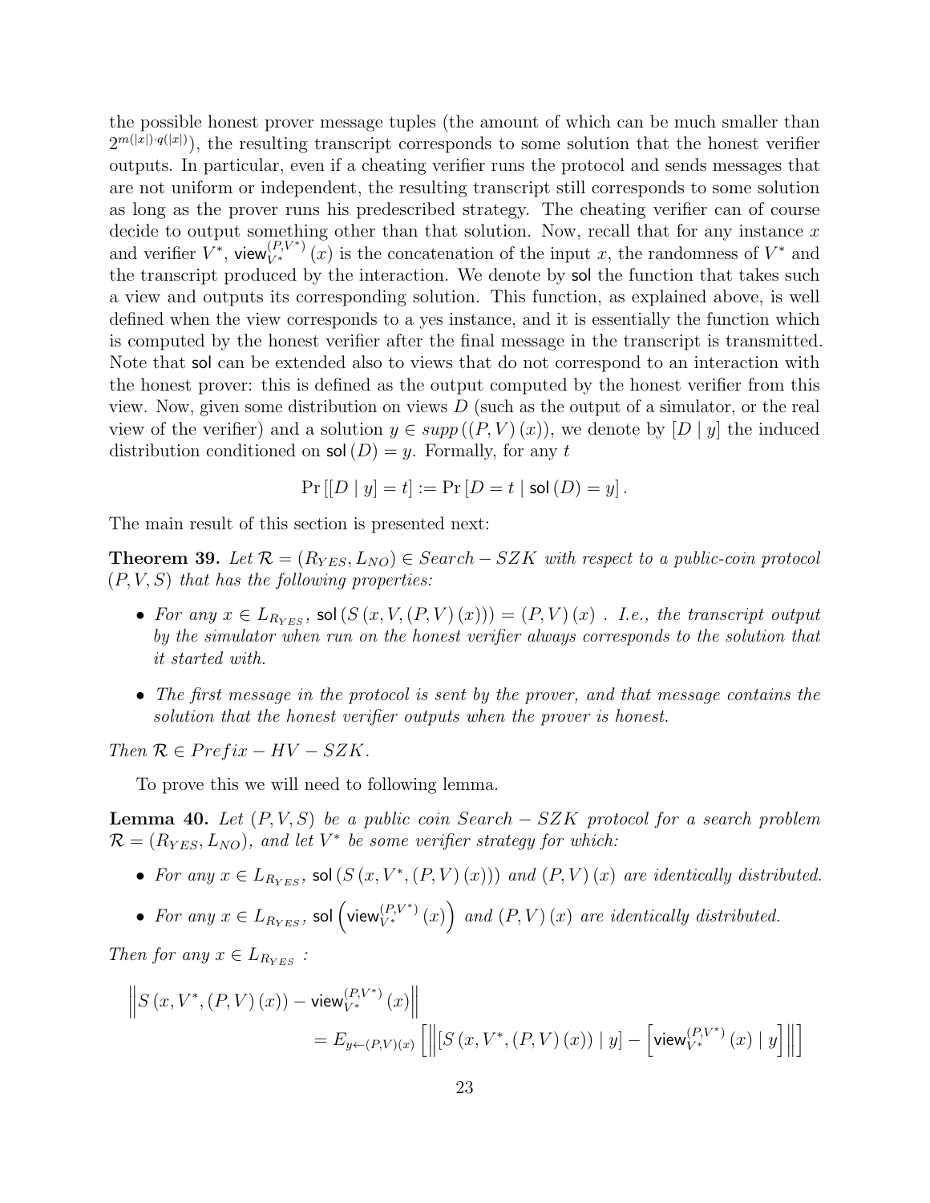the possible honest prover message tuples (the amount of which can be much smaller than $2^{m(|x|)\cdot q(|x|)}$), the resulting transcript corresponds to some solution that the honest verifier outputs. In particular, even if a cheating verifier runs the protocol and sends messages that are not uniform or independent, the resulting transcript still corresponds to some solution as long as the prover runs his predescribed strategy. The cheating verifier can of course decide to output something other than that solution. Now, recall that for any instance $x$ and verifier $V^*$, $\mathsf{view}_{V^*}^{(P,V^*)}(x)$ is the concatenation of the input $x$, the randomness of $V^*$ and the transcript produced by the interaction. We denote by $\mathsf{sol}$ the function that takes such a view and outputs its corresponding solution. This function, as explained above, is well defined when the view corresponds to a yes instance, and it is essentially the function which is computed by the honest verifier after the final message in the transcript is transmitted. Note that $\mathsf{sol}$ can be extended also to views that do not correspond to an interaction with the honest prover: this is defined as the output computed by the honest verifier from this view. Now, given some distribution on views $D$ (such as the output of a simulator, or the real view of the verifier) and a solution $y \in supp\left((P,V)(x)\right)$, we denote by $[D \mid y]$ the induced distribution conditioned on $\mathsf{sol}(D) = y$. Formally, for any $t$

$$\Pr\left[[D \mid y] = t\right] := \Pr\left[D = t \mid \mathsf{sol}(D) = y\right].$$

The main result of this section is presented next:

**Theorem 39.** *Let $\mathcal{R} = (R_{YES}, L_{NO}) \in Search-SZK$ with respect to a public-coin protocol $(P, V, S)$ that has the following properties:*

- *For any $x \in L_{R_{YES}}$, $\mathsf{sol}\left(S\left(x, V, (P,V)(x)\right)\right) = (P,V)(x)$ . I.e., the transcript output by the simulator when run on the honest verifier always corresponds to the solution that it started with.*
- *The first message in the protocol is sent by the prover, and that message contains the solution that the honest verifier outputs when the prover is honest.*

*Then $\mathcal{R} \in Prefix-HV-SZK$.*

To prove this we will need to following lemma.

**Lemma 40.** *Let $(P, V, S)$ be a public coin $Search-SZK$ protocol for a search problem $\mathcal{R} = (R_{YES}, L_{NO})$, and let $V^*$ be some verifier strategy for which:*

- *For any $x \in L_{R_{YES}}$, $\mathsf{sol}\left(S\left(x, V^*, (P,V)(x)\right)\right)$ and $(P,V)(x)$ are identically distributed.*
- *For any $x \in L_{R_{YES}}$, $\mathsf{sol}\left(\mathsf{view}_{V^*}^{(P,V^*)}(x)\right)$ and $(P,V)(x)$ are identically distributed.*

*Then for any $x \in L_{R_{YES}}$ :*

$$\begin{aligned}\left\|S\left(x, V^*, (P,V)(x)\right) - \mathsf{view}_{V^*}^{(P,V^*)}(x)\right\| \\ = E_{y \leftarrow (P,V)(x)}\left[\left\|\left[S\left(x, V^*, (P,V)(x)\right) \mid y\right] - \left[\mathsf{view}_{V^*}^{(P,V^*)}(x) \mid y\right]\right\|\right]\end{aligned}$$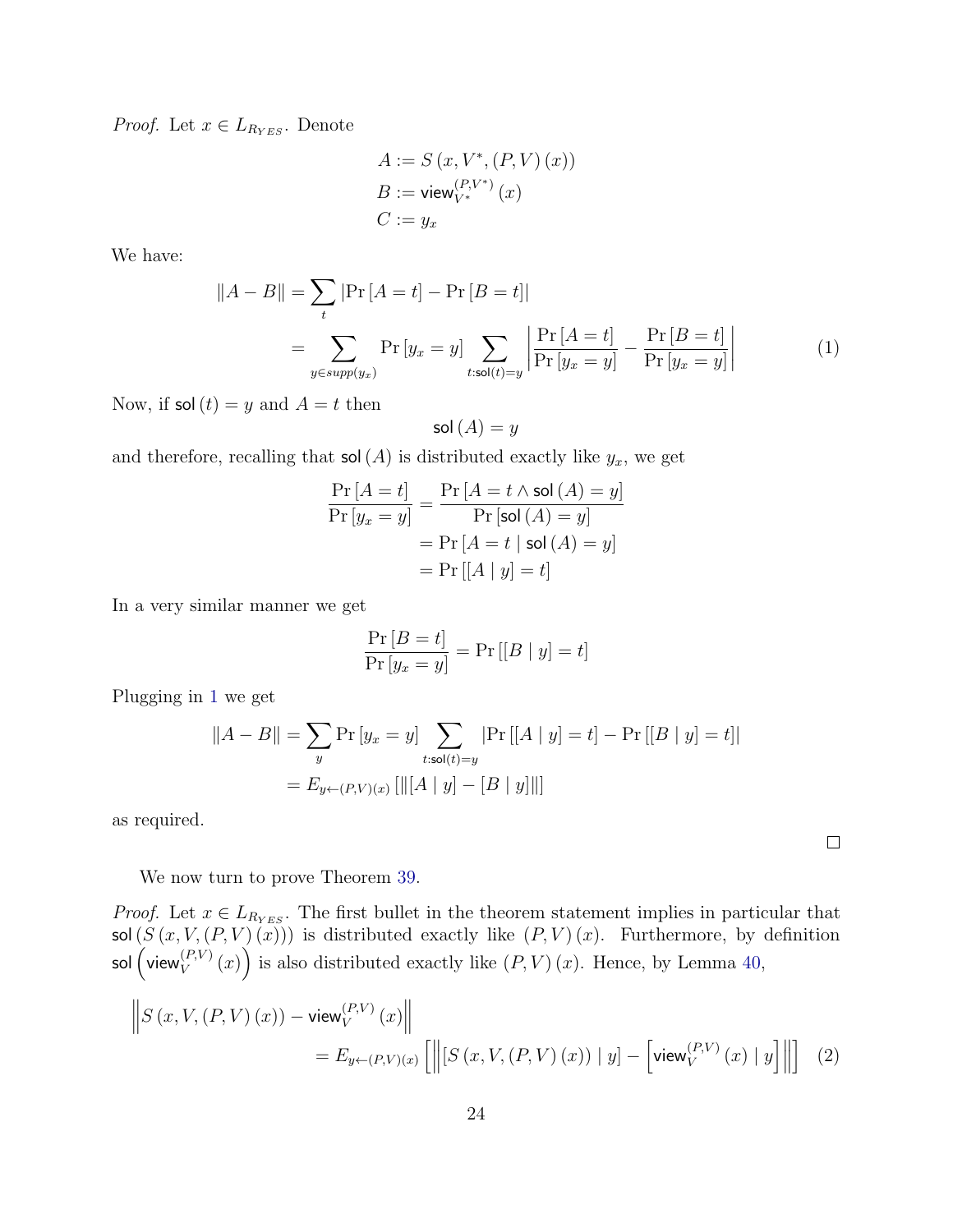*Proof.* Let $x \in L_{R_{YES}}$. Denote

$$A := S\left(x, V^*, (P, V)(x)\right)$$
$$B := \mathsf{view}_{V^*}^{(P,V^*)}(x)$$
$$C := y_x$$

We have:

$$\|A - B\| = \sum_t |\Pr[A = t] - \Pr[B = t]|$$
$$= \sum_{y \in supp(y_x)} \Pr[y_x = y] \sum_{t : \mathsf{sol}(t) = y} \left| \frac{\Pr[A = t]}{\Pr[y_x = y]} - \frac{\Pr[B = t]}{\Pr[y_x = y]} \right| \quad (1)$$

Now, if $\mathsf{sol}(t) = y$ and $A = t$ then

$$\mathsf{sol}(A) = y$$

and therefore, recalling that $\mathsf{sol}(A)$ is distributed exactly like $y_x$, we get

$$\frac{\Pr[A = t]}{\Pr[y_x = y]} = \frac{\Pr[A = t \wedge \mathsf{sol}(A) = y]}{\Pr[\mathsf{sol}(A) = y]}$$
$$= \Pr[A = t \mid \mathsf{sol}(A) = y]$$
$$= \Pr[[A \mid y] = t]$$

In a very similar manner we get

$$\frac{\Pr[B = t]}{\Pr[y_x = y]} = \Pr[[B \mid y] = t]$$

Plugging in 1 we get

$$\|A - B\| = \sum_y \Pr[y_x = y] \sum_{t : \mathsf{sol}(t) = y} |\Pr[[A \mid y] = t] - \Pr[[B \mid y] = t]|$$
$$= E_{y \leftarrow (P,V)(x)} \left[ \|[A \mid y] - [B \mid y]\| \right]$$

as required.

□

We now turn to prove Theorem 39.

*Proof.* Let $x \in L_{R_{YES}}$. The first bullet in the theorem statement implies in particular that $\mathsf{sol}\left(S\left(x, V, (P, V)(x)\right)\right)$ is distributed exactly like $(P, V)(x)$. Furthermore, by definition $\mathsf{sol}\left(\mathsf{view}_V^{(P,V)}(x)\right)$ is also distributed exactly like $(P, V)(x)$. Hence, by Lemma 40,

$$\left\| S\left(x, V, (P, V)(x)\right) - \mathsf{view}_V^{(P,V)}(x) \right\|$$
$$= E_{y \leftarrow (P,V)(x)} \left[ \left\| \left[ S\left(x, V, (P, V)(x)\right) \mid y \right] - \left[ \mathsf{view}_V^{(P,V)}(x) \mid y \right] \right\| \right] \quad (2)$$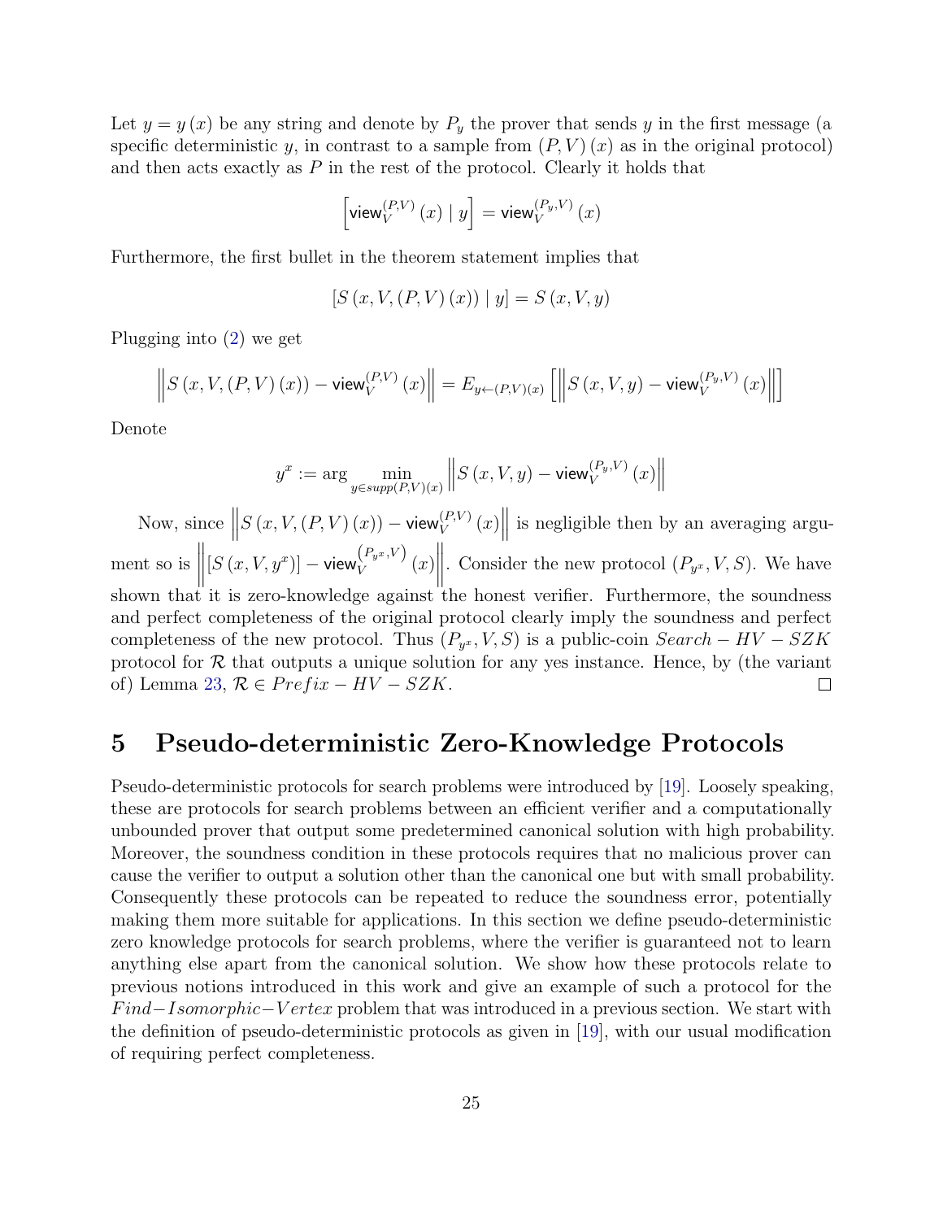Let $y = y(x)$ be any string and denote by $P_y$ the prover that sends $y$ in the first message (a specific deterministic $y$, in contrast to a sample from $(P, V)(x)$ as in the original protocol) and then acts exactly as $P$ in the rest of the protocol. Clearly it holds that

$$\left[\mathsf{view}_V^{(P,V)}(x) \mid y\right] = \mathsf{view}_V^{(P_y,V)}(x)$$

Furthermore, the first bullet in the theorem statement implies that

$$[S(x, V, (P, V)(x)) \mid y] = S(x, V, y)$$

Plugging into (2) we get

$$\left\|S(x, V, (P, V)(x)) - \mathsf{view}_V^{(P,V)}(x)\right\| = E_{y \leftarrow (P,V)(x)}\left[\left\|S(x, V, y) - \mathsf{view}_V^{(P_y,V)}(x)\right\|\right]$$

Denote

$$y^x := \arg \min_{y \in supp(P,V)(x)} \left\|S(x, V, y) - \mathsf{view}_V^{(P_y,V)}(x)\right\|$$

Now, since $\left\|S(x, V, (P, V)(x)) - \mathsf{view}_V^{(P,V)}(x)\right\|$ is negligible then by an averaging argument so is $\left\|[S(x, V, y^x)] - \mathsf{view}_V^{(P_{y^x},V)}(x)\right\|$. Consider the new protocol $(P_{y^x}, V, S)$. We have shown that it is zero-knowledge against the honest verifier. Furthermore, the soundness and perfect completeness of the original protocol clearly imply the soundness and perfect completeness of the new protocol. Thus $(P_{y^x}, V, S)$ is a public-coin $Search-HV-SZK$ protocol for $\mathcal{R}$ that outputs a unique solution for any yes instance. Hence, by (the variant of) Lemma 23, $\mathcal{R} \in Prefix-HV-SZK$. $\square$

# 5 Pseudo-deterministic Zero-Knowledge Protocols

Pseudo-deterministic protocols for search problems were introduced by [19]. Loosely speaking, these are protocols for search problems between an efficient verifier and a computationally unbounded prover that output some predetermined canonical solution with high probability. Moreover, the soundness condition in these protocols requires that no malicious prover can cause the verifier to output a solution other than the canonical one but with small probability. Consequently these protocols can be repeated to reduce the soundness error, potentially making them more suitable for applications. In this section we define pseudo-deterministic zero knowledge protocols for search problems, where the verifier is guaranteed not to learn anything else apart from the canonical solution. We show how these protocols relate to previous notions introduced in this work and give an example of such a protocol for the $Find-Isomorphic-Vertex$ problem that was introduced in a previous section. We start with the definition of pseudo-deterministic protocols as given in [19], with our usual modification of requiring perfect completeness.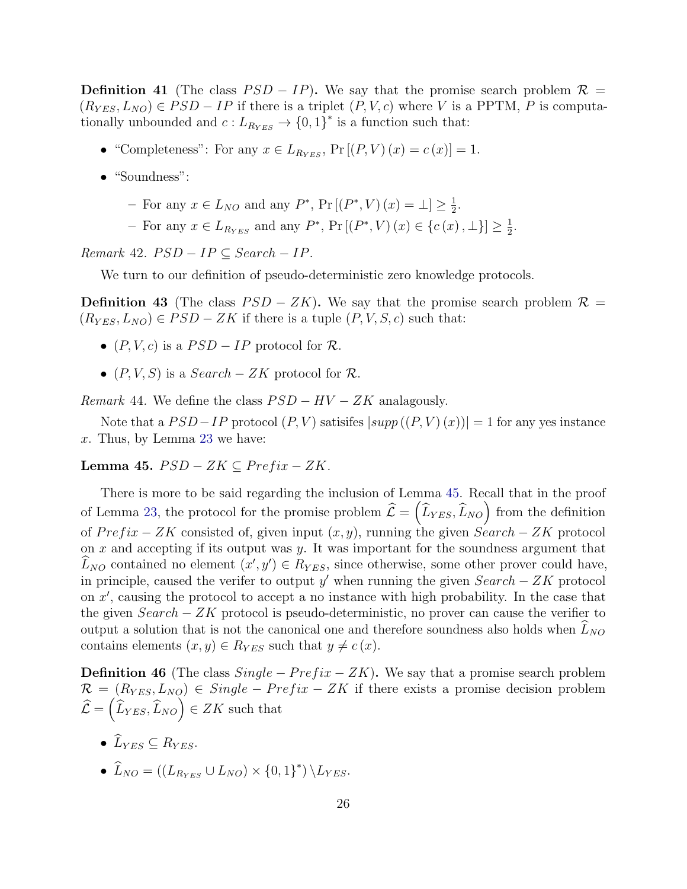**Definition 41** (The class $PSD-IP$)**.** We say that the promise search problem $\mathcal{R} = (R_{YES}, L_{NO}) \in PSD-IP$ if there is a triplet $(P, V, c)$ where $V$ is a PPTM, $P$ is computationally unbounded and $c : L_{R_{YES}} \to \{0,1\}^*$ is a function such that:

- "Completeness": For any $x \in L_{R_{YES}}$, $\Pr[(P,V)(x) = c(x)] = 1$.
- "Soundness":
  - For any $x \in L_{NO}$ and any $P^*$, $\Pr[(P^*,V)(x) = \bot] \geq \frac{1}{2}$.
  - For any $x \in L_{R_{YES}}$ and any $P^*$, $\Pr[(P^*,V)(x) \in \{c(x), \bot\}] \geq \frac{1}{2}$.

*Remark* 42. $PSD-IP \subseteq Search-IP$.

We turn to our definition of pseudo-deterministic zero knowledge protocols.

**Definition 43** (The class $PSD-ZK$)**.** We say that the promise search problem $\mathcal{R} = (R_{YES}, L_{NO}) \in PSD-ZK$ if there is a tuple $(P, V, S, c)$ such that:

- $(P, V, c)$ is a $PSD-IP$ protocol for $\mathcal{R}$.
- $(P, V, S)$ is a $Search-ZK$ protocol for $\mathcal{R}$.

*Remark* 44. We define the class $PSD-HV-ZK$ analagously.

Note that a $PSD-IP$ protocol $(P,V)$ satisifes $|supp((P,V)(x))| = 1$ for any yes instance $x$. Thus, by Lemma 23 we have:

**Lemma 45.** *$PSD-ZK \subseteq Prefix-ZK$.*

There is more to be said regarding the inclusion of Lemma 45. Recall that in the proof of Lemma 23, the protocol for the promise problem $\widehat{\mathcal{L}} = \left(\widehat{L}_{YES}, \widehat{L}_{NO}\right)$ from the definition of $Prefix-ZK$ consisted of, given input $(x,y)$, running the given $Search-ZK$ protocol on $x$ and accepting if its output was $y$. It was important for the soundness argument that $\widehat{L}_{NO}$ contained no element $(x', y') \in R_{YES}$, since otherwise, some other prover could have, in principle, caused the verifer to output $y'$ when running the given $Search-ZK$ protocol on $x'$, causing the protocol to accept a no instance with high probability. In the case that the given $Search-ZK$ protocol is pseudo-deterministic, no prover can cause the verifier to output a solution that is not the canonical one and therefore soundness also holds when $\widehat{L}_{NO}$ contains elements $(x,y) \in R_{YES}$ such that $y \neq c(x)$.

**Definition 46** (The class $Single-Prefix-ZK$)**.** We say that a promise search problem $\mathcal{R} = (R_{YES}, L_{NO}) \in Single-Prefix-ZK$ if there exists a promise decision problem $\widehat{\mathcal{L}} = \left(\widehat{L}_{YES}, \widehat{L}_{NO}\right) \in ZK$ such that

- $\widehat{L}_{YES} \subseteq R_{YES}$.
- $\widehat{L}_{NO} = \left((L_{R_{YES}} \cup L_{NO}) \times \{0,1\}^*\right) \setminus L_{YES}$.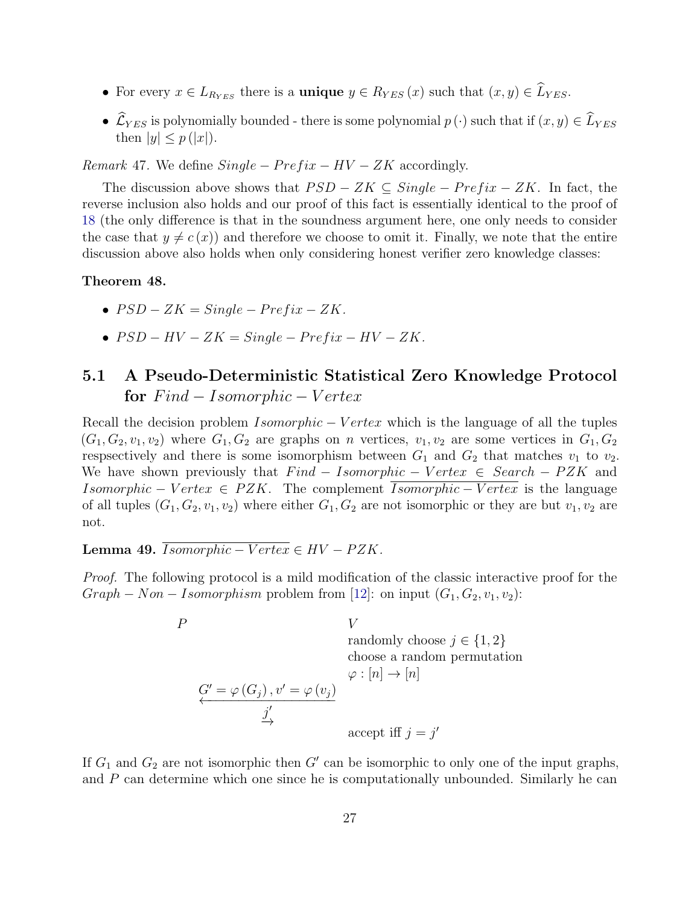- For every $x \in L_{R_{YES}}$ there is a **unique** $y \in R_{YES}(x)$ such that $(x, y) \in \widehat{L}_{YES}$.
- $\widehat{\mathcal{L}}_{YES}$ is polynomially bounded - there is some polynomial $p(\cdot)$ such that if $(x, y) \in \widehat{L}_{YES}$ then $|y| \leq p(|x|)$.

*Remark* 47. We define $Single - Prefix - HV - ZK$ accordingly.

The discussion above shows that $PSD - ZK \subseteq Single - Prefix - ZK$. In fact, the reverse inclusion also holds and our proof of this fact is essentially identical to the proof of 18 (the only difference is that in the soundness argument here, one only needs to consider the case that $y \neq c(x)$) and therefore we choose to omit it. Finally, we note that the entire discussion above also holds when only considering honest verifier zero knowledge classes:

**Theorem 48.**

- *$PSD - ZK = Single - Prefix - ZK$.*
- *$PSD - HV - ZK = Single - Prefix - HV - ZK$.*

## 5.1 A Pseudo-Deterministic Statistical Zero Knowledge Protocol for $Find - Isomorphic - Vertex$

Recall the decision problem $Isomorphic - Vertex$ which is the language of all the tuples $(G_1, G_2, v_1, v_2)$ where $G_1, G_2$ are graphs on $n$ vertices, $v_1, v_2$ are some vertices in $G_1, G_2$ respsectively and there is some isomorphism between $G_1$ and $G_2$ that matches $v_1$ to $v_2$. We have shown previously that $Find - Isomorphic - Vertex \in Search - PZK$ and $Isomorphic - Vertex \in PZK$. The complement $\overline{Isomorphic - Vertex}$ is the language of all tuples $(G_1, G_2, v_1, v_2)$ where either $G_1, G_2$ are not isomorphic or they are but $v_1, v_2$ are not.

**Lemma 49.** *$\overline{Isomorphic - Vertex} \in HV - PZK$.*

*Proof.* The following protocol is a mild modification of the classic interactive proof for the $Graph - Non - Isomorphism$ problem from [12]: on input $(G_1, G_2, v_1, v_2)$:

| $P$ | | $V$ |
|---|---|---|
| | | randomly choose $j \in \{1, 2\}$ |
| | | choose a random permutation $\varphi : [n] \to [n]$ |
| | $\xleftarrow{G' = \varphi(G_j),\, v' = \varphi(v_j)}$ | |
| | $\xrightarrow{j'}$ | |
| | | accept iff $j = j'$ |

If $G_1$ and $G_2$ are not isomorphic then $G'$ can be isomorphic to only one of the input graphs, and $P$ can determine which one since he is computationally unbounded. Similarly he can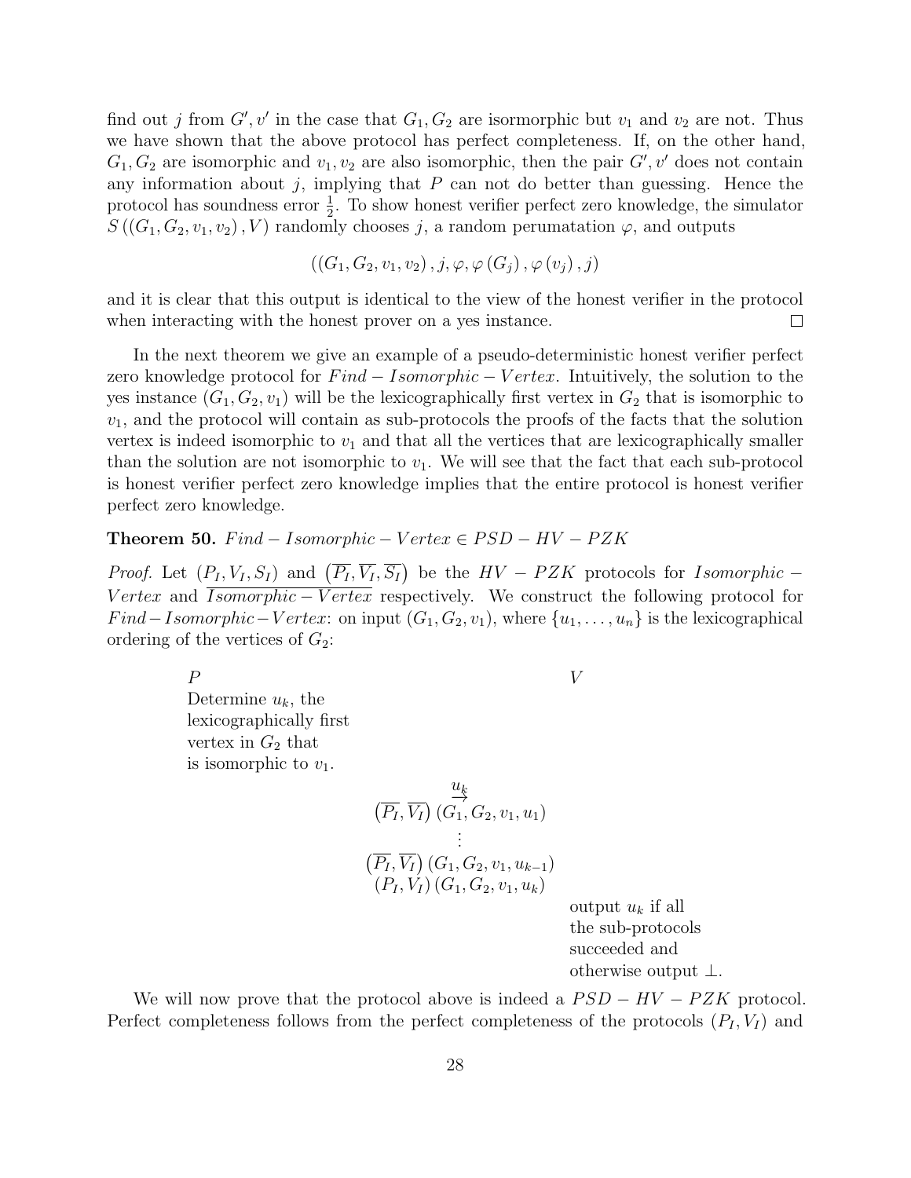find out $j$ from $G', v'$ in the case that $G_1, G_2$ are isormorphic but $v_1$ and $v_2$ are not. Thus we have shown that the above protocol has perfect completeness. If, on the other hand, $G_1, G_2$ are isomorphic and $v_1, v_2$ are also isomorphic, then the pair $G', v'$ does not contain any information about $j$, implying that $P$ can not do better than guessing. Hence the protocol has soundness error $\frac{1}{2}$. To show honest verifier perfect zero knowledge, the simulator $S\left(\left(G_1, G_2, v_1, v_2\right), V\right)$ randomly chooses $j$, a random perumatation $\varphi$, and outputs

$$\left(\left(G_1, G_2, v_1, v_2\right), j, \varphi, \varphi\left(G_j\right), \varphi\left(v_j\right), j\right)$$

and it is clear that this output is identical to the view of the honest verifier in the protocol when interacting with the honest prover on a yes instance. □

In the next theorem we give an example of a pseudo-deterministic honest verifier perfect zero knowledge protocol for $Find-Isomorphic-Vertex$. Intuitively, the solution to the yes instance $(G_1, G_2, v_1)$ will be the lexicographically first vertex in $G_2$ that is isomorphic to $v_1$, and the protocol will contain as sub-protocols the proofs of the facts that the solution vertex is indeed isomorphic to $v_1$ and that all the vertices that are lexicographically smaller than the solution are not isomorphic to $v_1$. We will see that the fact that each sub-protocol is honest verifier perfect zero knowledge implies that the entire protocol is honest verifier perfect zero knowledge.

**Theorem 50.** $Find-Isomorphic-Vertex \in PSD-HV-PZK$

*Proof.* Let $(P_I, V_I, S_I)$ and $\left(\overline{P_I}, \overline{V_I}, \overline{S_I}\right)$ be the $HV-PZK$ protocols for $Isomorphic-Vertex$ and $\overline{Isomorphic-Vertex}$ respectively. We construct the following protocol for $Find-Isomorphic-Vertex$: on input $(G_1, G_2, v_1)$, where $\{u_1, \ldots, u_n\}$ is the lexicographical ordering of the vertices of $G_2$:

$P$ | $V$

$P$: Determine $u_k$, the lexicographically first vertex in $G_2$ that is isomorphic to $v_1$.

$$\overset{u_k}{\rightarrow}$$

$$\left(\overline{P_I}, \overline{V_I}\right)\left(G_1, G_2, v_1, u_1\right)$$

$$\vdots$$

$$\left(\overline{P_I}, \overline{V_I}\right)\left(G_1, G_2, v_1, u_{k-1}\right)$$

$$\left(P_I, V_I\right)\left(G_1, G_2, v_1, u_k\right)$$

$V$: output $u_k$ if all the sub-protocols succeeded and otherwise output $\perp$.

We will now prove that the protocol above is indeed a $PSD-HV-PZK$ protocol. Perfect completeness follows from the perfect completeness of the protocols $(P_I, V_I)$ and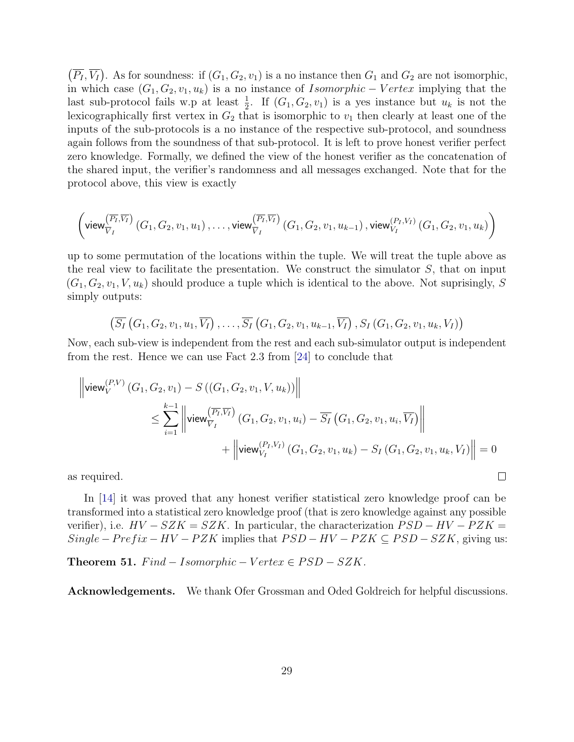$\left(\overline{P_I}, \overline{V_I}\right)$. As for soundness: if $(G_1, G_2, v_1)$ is a no instance then $G_1$ and $G_2$ are not isomorphic, in which case $(G_1, G_2, v_1, u_k)$ is a no instance of $Isomorphic - Vertex$ implying that the last sub-protocol fails w.p at least $\frac{1}{2}$. If $(G_1, G_2, v_1)$ is a yes instance but $u_k$ is not the lexicographically first vertex in $G_2$ that is isomorphic to $v_1$ then clearly at least one of the inputs of the sub-protocols is a no instance of the respective sub-protocol, and soundness again follows from the soundness of that sub-protocol. It is left to prove honest verifier perfect zero knowledge. Formally, we defined the view of the honest verifier as the concatenation of the shared input, the verifier's randomness and all messages exchanged. Note that for the protocol above, this view is exactly

$$\left(\mathsf{view}_{\overline{V_I}}^{\left(\overline{P_I}, \overline{V_I}\right)}\left(G_1, G_2, v_1, u_1\right), \ldots, \mathsf{view}_{\overline{V_I}}^{\left(\overline{P_I}, \overline{V_I}\right)}\left(G_1, G_2, v_1, u_{k-1}\right), \mathsf{view}_{V_I}^{\left(P_I, V_I\right)}\left(G_1, G_2, v_1, u_k\right)\right)$$

up to some permutation of the locations within the tuple. We will treat the tuple above as the real view to facilitate the presentation. We construct the simulator $S$, that on input $(G_1, G_2, v_1, V, u_k)$ should produce a tuple which is identical to the above. Not suprisingly, $S$ simply outputs:

$$\left(\overline{S_I}\left(G_1, G_2, v_1, u_1, \overline{V_I}\right), \ldots, \overline{S_I}\left(G_1, G_2, v_1, u_{k-1}, \overline{V_I}\right), S_I\left(G_1, G_2, v_1, u_k, V_I\right)\right)$$

Now, each sub-view is independent from the rest and each sub-simulator output is independent from the rest. Hence we can use Fact 2.3 from [24] to conclude that

$$\begin{aligned}
&\left\|\mathsf{view}_V^{(P,V)}\left(G_1, G_2, v_1\right) - S\left(\left(G_1, G_2, v_1, V, u_k\right)\right)\right\| \\
&\qquad \leq \sum_{i=1}^{k-1}\left\|\mathsf{view}_{\overline{V_I}}^{\left(\overline{P_I}, \overline{V_I}\right)}\left(G_1, G_2, v_1, u_i\right) - \overline{S_I}\left(G_1, G_2, v_1, u_i, \overline{V_I}\right)\right\| \\
&\qquad\qquad + \left\|\mathsf{view}_{V_I}^{\left(P_I, V_I\right)}\left(G_1, G_2, v_1, u_k\right) - S_I\left(G_1, G_2, v_1, u_k, V_I\right)\right\| = 0
\end{aligned}$$

as required. □

In [14] it was proved that any honest verifier statistical zero knowledge proof can be transformed into a statistical zero knowledge proof (that is zero knowledge against any possible verifier), i.e. $HV - SZK = SZK$. In particular, the characterization $PSD - HV - PZK = Single - Prefix - HV - PZK$ implies that $PSD - HV - PZK \subseteq PSD - SZK$, giving us:

**Theorem 51.** *$Find - Isomorphic - Vertex \in PSD - SZK$.*

**Acknowledgements.** We thank Ofer Grossman and Oded Goldreich for helpful discussions.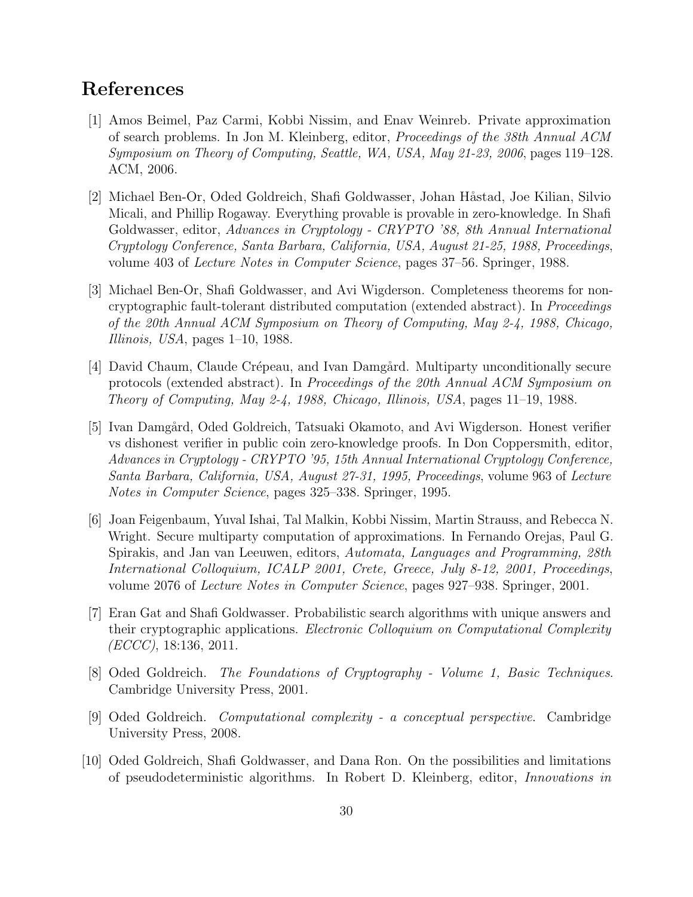## References

[1] Amos Beimel, Paz Carmi, Kobbi Nissim, and Enav Weinreb. Private approximation of search problems. In Jon M. Kleinberg, editor, *Proceedings of the 38th Annual ACM Symposium on Theory of Computing, Seattle, WA, USA, May 21-23, 2006*, pages 119–128. ACM, 2006.

[2] Michael Ben-Or, Oded Goldreich, Shafi Goldwasser, Johan Håstad, Joe Kilian, Silvio Micali, and Phillip Rogaway. Everything provable is provable in zero-knowledge. In Shafi Goldwasser, editor, *Advances in Cryptology - CRYPTO '88, 8th Annual International Cryptology Conference, Santa Barbara, California, USA, August 21-25, 1988, Proceedings*, volume 403 of *Lecture Notes in Computer Science*, pages 37–56. Springer, 1988.

[3] Michael Ben-Or, Shafi Goldwasser, and Avi Wigderson. Completeness theorems for non-cryptographic fault-tolerant distributed computation (extended abstract). In *Proceedings of the 20th Annual ACM Symposium on Theory of Computing, May 2-4, 1988, Chicago, Illinois, USA*, pages 1–10, 1988.

[4] David Chaum, Claude Crépeau, and Ivan Damgård. Multiparty unconditionally secure protocols (extended abstract). In *Proceedings of the 20th Annual ACM Symposium on Theory of Computing, May 2-4, 1988, Chicago, Illinois, USA*, pages 11–19, 1988.

[5] Ivan Damgård, Oded Goldreich, Tatsuaki Okamoto, and Avi Wigderson. Honest verifier vs dishonest verifier in public coin zero-knowledge proofs. In Don Coppersmith, editor, *Advances in Cryptology - CRYPTO '95, 15th Annual International Cryptology Conference, Santa Barbara, California, USA, August 27-31, 1995, Proceedings*, volume 963 of *Lecture Notes in Computer Science*, pages 325–338. Springer, 1995.

[6] Joan Feigenbaum, Yuval Ishai, Tal Malkin, Kobbi Nissim, Martin Strauss, and Rebecca N. Wright. Secure multiparty computation of approximations. In Fernando Orejas, Paul G. Spirakis, and Jan van Leeuwen, editors, *Automata, Languages and Programming, 28th International Colloquium, ICALP 2001, Crete, Greece, July 8-12, 2001, Proceedings*, volume 2076 of *Lecture Notes in Computer Science*, pages 927–938. Springer, 2001.

[7] Eran Gat and Shafi Goldwasser. Probabilistic search algorithms with unique answers and their cryptographic applications. *Electronic Colloquium on Computational Complexity (ECCC)*, 18:136, 2011.

[8] Oded Goldreich. *The Foundations of Cryptography - Volume 1, Basic Techniques*. Cambridge University Press, 2001.

[9] Oded Goldreich. *Computational complexity - a conceptual perspective*. Cambridge University Press, 2008.

[10] Oded Goldreich, Shafi Goldwasser, and Dana Ron. On the possibilities and limitations of pseudodeterministic algorithms. In Robert D. Kleinberg, editor, *Innovations in*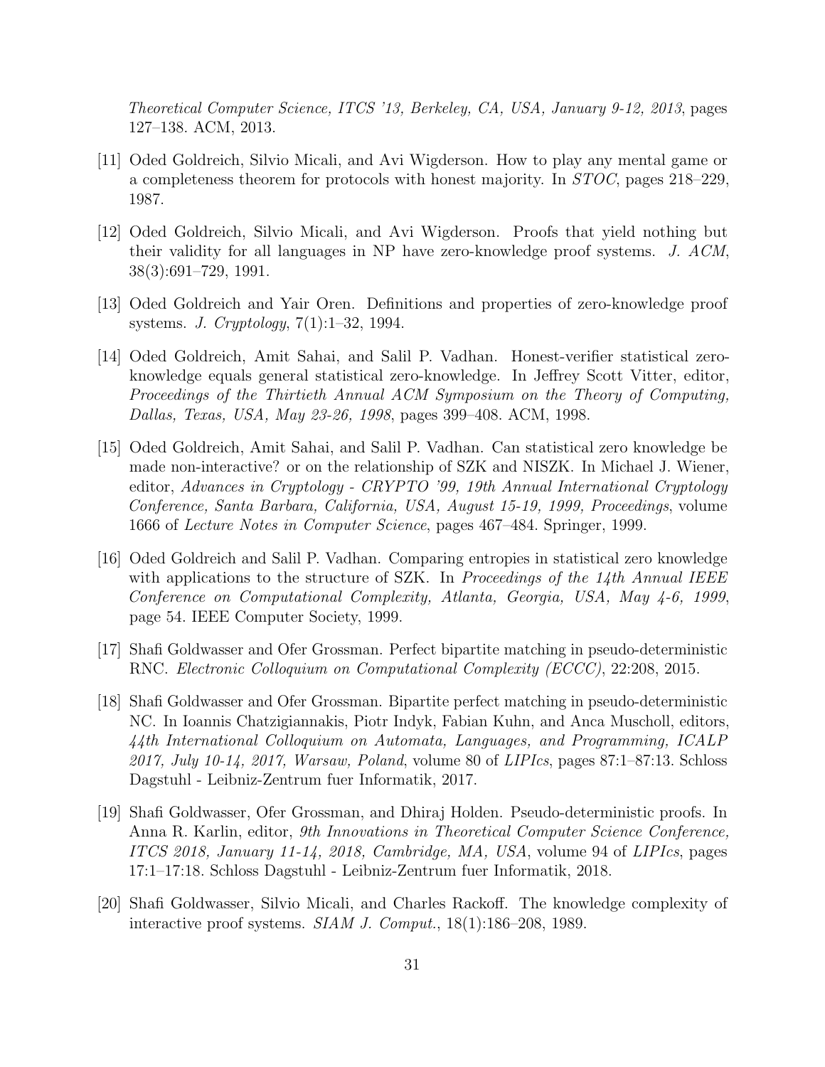*Theoretical Computer Science, ITCS '13, Berkeley, CA, USA, January 9-12, 2013*, pages 127–138. ACM, 2013.

[11] Oded Goldreich, Silvio Micali, and Avi Wigderson. How to play any mental game or a completeness theorem for protocols with honest majority. In *STOC*, pages 218–229, 1987.

[12] Oded Goldreich, Silvio Micali, and Avi Wigderson. Proofs that yield nothing but their validity for all languages in NP have zero-knowledge proof systems. *J. ACM*, 38(3):691–729, 1991.

[13] Oded Goldreich and Yair Oren. Definitions and properties of zero-knowledge proof systems. *J. Cryptology*, 7(1):1–32, 1994.

[14] Oded Goldreich, Amit Sahai, and Salil P. Vadhan. Honest-verifier statistical zero-knowledge equals general statistical zero-knowledge. In Jeffrey Scott Vitter, editor, *Proceedings of the Thirtieth Annual ACM Symposium on the Theory of Computing, Dallas, Texas, USA, May 23-26, 1998*, pages 399–408. ACM, 1998.

[15] Oded Goldreich, Amit Sahai, and Salil P. Vadhan. Can statistical zero knowledge be made non-interactive? or on the relationship of SZK and NISZK. In Michael J. Wiener, editor, *Advances in Cryptology - CRYPTO '99, 19th Annual International Cryptology Conference, Santa Barbara, California, USA, August 15-19, 1999, Proceedings*, volume 1666 of *Lecture Notes in Computer Science*, pages 467–484. Springer, 1999.

[16] Oded Goldreich and Salil P. Vadhan. Comparing entropies in statistical zero knowledge with applications to the structure of SZK. In *Proceedings of the 14th Annual IEEE Conference on Computational Complexity, Atlanta, Georgia, USA, May 4-6, 1999*, page 54. IEEE Computer Society, 1999.

[17] Shafi Goldwasser and Ofer Grossman. Perfect bipartite matching in pseudo-deterministic RNC. *Electronic Colloquium on Computational Complexity (ECCC)*, 22:208, 2015.

[18] Shafi Goldwasser and Ofer Grossman. Bipartite perfect matching in pseudo-deterministic NC. In Ioannis Chatzigiannakis, Piotr Indyk, Fabian Kuhn, and Anca Muscholl, editors, *44th International Colloquium on Automata, Languages, and Programming, ICALP 2017, July 10-14, 2017, Warsaw, Poland*, volume 80 of *LIPIcs*, pages 87:1–87:13. Schloss Dagstuhl - Leibniz-Zentrum fuer Informatik, 2017.

[19] Shafi Goldwasser, Ofer Grossman, and Dhiraj Holden. Pseudo-deterministic proofs. In Anna R. Karlin, editor, *9th Innovations in Theoretical Computer Science Conference, ITCS 2018, January 11-14, 2018, Cambridge, MA, USA*, volume 94 of *LIPIcs*, pages 17:1–17:18. Schloss Dagstuhl - Leibniz-Zentrum fuer Informatik, 2018.

[20] Shafi Goldwasser, Silvio Micali, and Charles Rackoff. The knowledge complexity of interactive proof systems. *SIAM J. Comput.*, 18(1):186–208, 1989.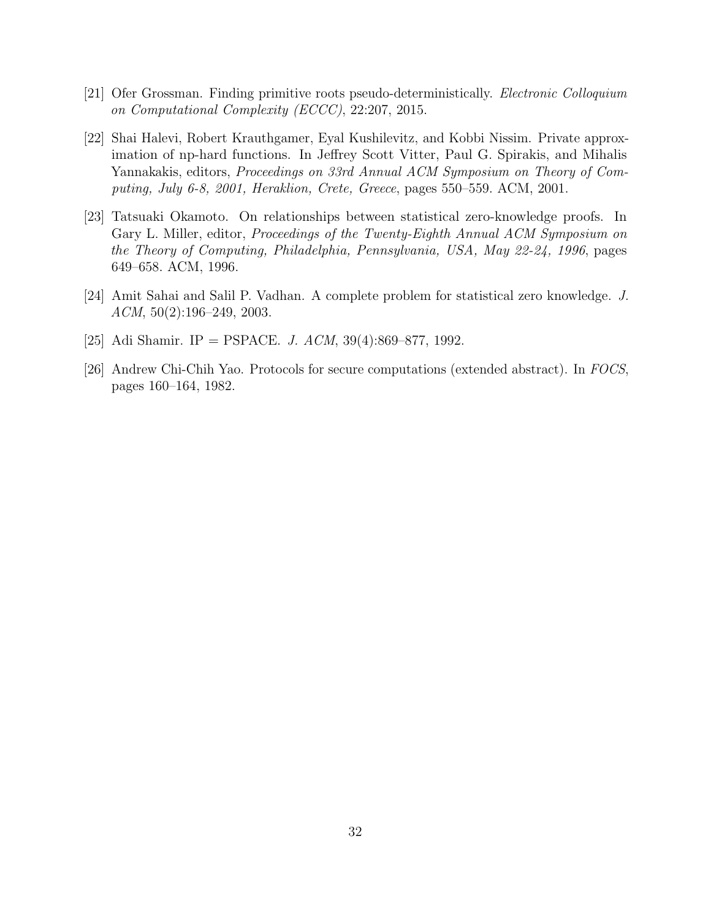[21] Ofer Grossman. Finding primitive roots pseudo-deterministically. *Electronic Colloquium on Computational Complexity (ECCC)*, 22:207, 2015.

[22] Shai Halevi, Robert Krauthgamer, Eyal Kushilevitz, and Kobbi Nissim. Private approximation of np-hard functions. In Jeffrey Scott Vitter, Paul G. Spirakis, and Mihalis Yannakakis, editors, *Proceedings on 33rd Annual ACM Symposium on Theory of Computing, July 6-8, 2001, Heraklion, Crete, Greece*, pages 550–559. ACM, 2001.

[23] Tatsuaki Okamoto. On relationships between statistical zero-knowledge proofs. In Gary L. Miller, editor, *Proceedings of the Twenty-Eighth Annual ACM Symposium on the Theory of Computing, Philadelphia, Pennsylvania, USA, May 22-24, 1996*, pages 649–658. ACM, 1996.

[24] Amit Sahai and Salil P. Vadhan. A complete problem for statistical zero knowledge. *J. ACM*, 50(2):196–249, 2003.

[25] Adi Shamir. IP = PSPACE. *J. ACM*, 39(4):869–877, 1992.

[26] Andrew Chi-Chih Yao. Protocols for secure computations (extended abstract). In *FOCS*, pages 160–164, 1982.